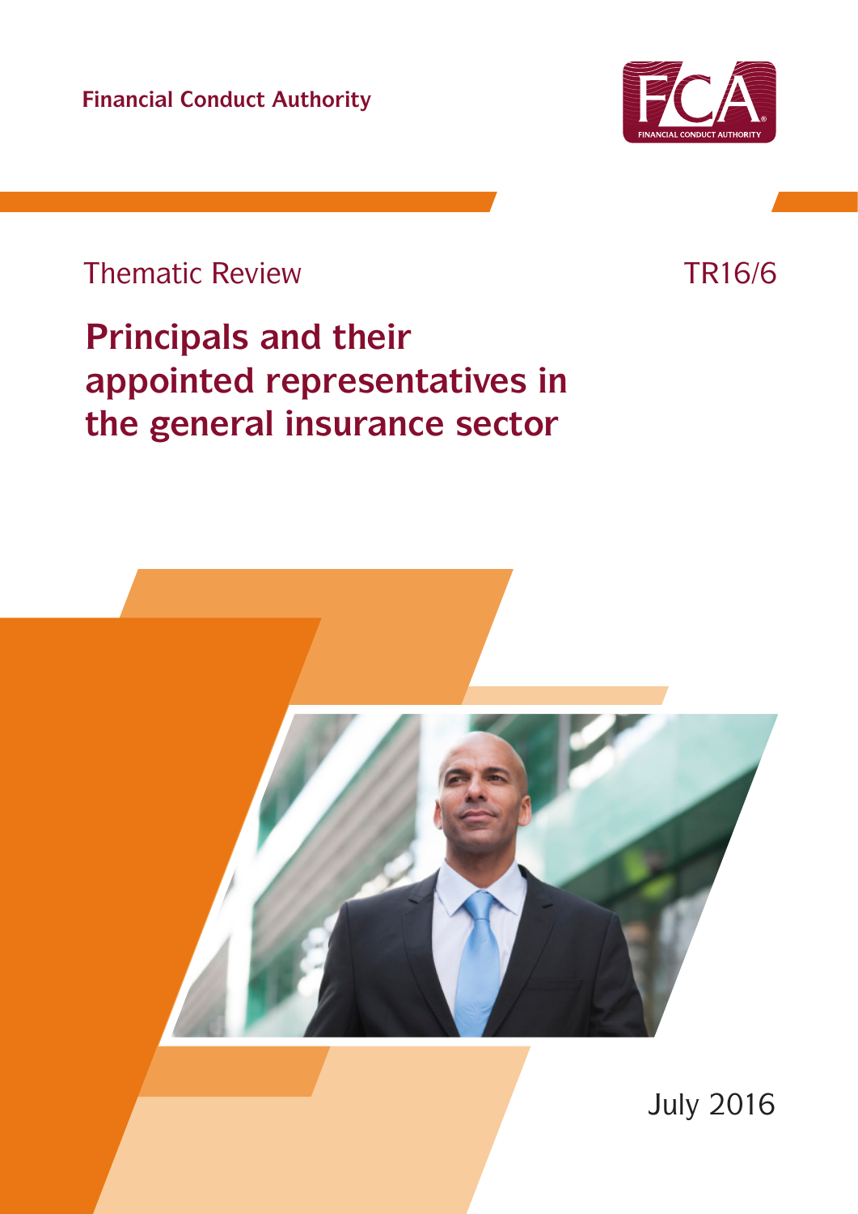Financial Conduct Authority

Thematic Review

TR16/6

# Principals and their appointed representatives in the general insurance sector

July 2016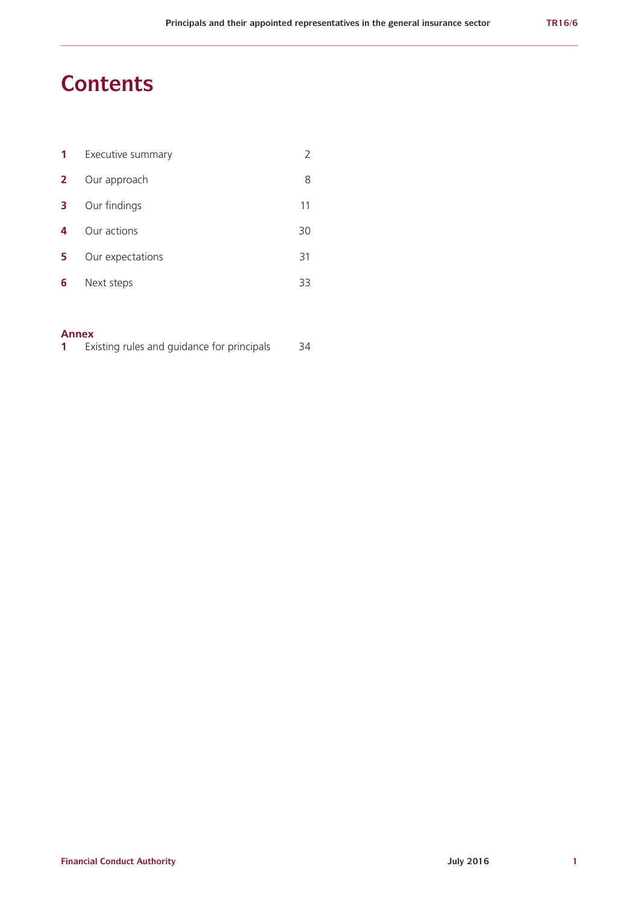# Contents

| | | |
|---|---|---|
| **1** | Executive summary | 2 |
| **2** | Our approach | 8 |
| **3** | Our findings | 11 |
| **4** | Our actions | 30 |
| **5** | Our expectations | 31 |
| **6** | Next steps | 33 |

**Annex**

| | | |
|---|---|---|
| **1** | Existing rules and guidance for principals | 34 |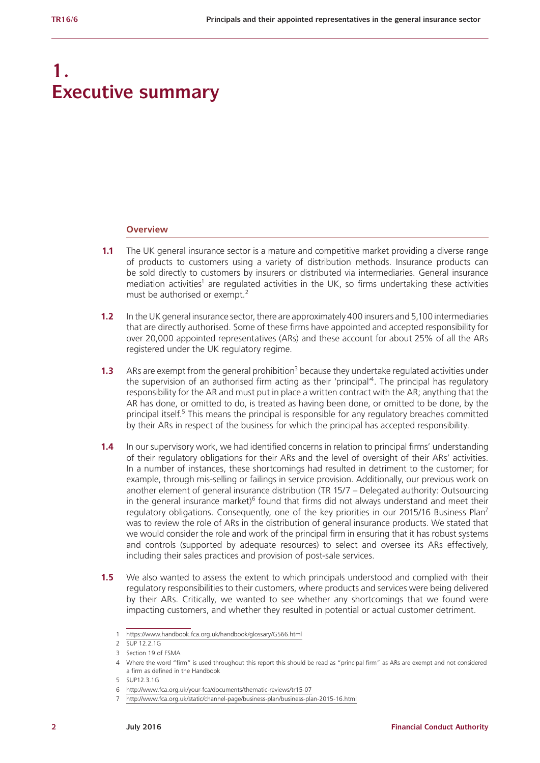# 1. Executive summary

## Overview

**1.1** The UK general insurance sector is a mature and competitive market providing a diverse range of products to customers using a variety of distribution methods. Insurance products can be sold directly to customers by insurers or distributed via intermediaries. General insurance mediation activities[1] are regulated activities in the UK, so firms undertaking these activities must be authorised or exempt.[2]

**1.2** In the UK general insurance sector, there are approximately 400 insurers and 5,100 intermediaries that are directly authorised. Some of these firms have appointed and accepted responsibility for over 20,000 appointed representatives (ARs) and these account for about 25% of all the ARs registered under the UK regulatory regime.

**1.3** ARs are exempt from the general prohibition[3] because they undertake regulated activities under the supervision of an authorised firm acting as their 'principal'[4]. The principal has regulatory responsibility for the AR and must put in place a written contract with the AR; anything that the AR has done, or omitted to do, is treated as having been done, or omitted to be done, by the principal itself.[5] This means the principal is responsible for any regulatory breaches committed by their ARs in respect of the business for which the principal has accepted responsibility.

**1.4** In our supervisory work, we had identified concerns in relation to principal firms' understanding of their regulatory obligations for their ARs and the level of oversight of their ARs' activities. In a number of instances, these shortcomings had resulted in detriment to the customer; for example, through mis-selling or failings in service provision. Additionally, our previous work on another element of general insurance distribution (TR 15/7 – Delegated authority: Outsourcing in the general insurance market)[6] found that firms did not always understand and meet their regulatory obligations. Consequently, one of the key priorities in our 2015/16 Business Plan[7] was to review the role of ARs in the distribution of general insurance products. We stated that we would consider the role and work of the principal firm in ensuring that it has robust systems and controls (supported by adequate resources) to select and oversee its ARs effectively, including their sales practices and provision of post-sale services.

**1.5** We also wanted to assess the extent to which principals understood and complied with their regulatory responsibilities to their customers, where products and services were being delivered by their ARs. Critically, we wanted to see whether any shortcomings that we found were impacting customers, and whether they resulted in potential or actual customer detriment.

---

1 https://www.handbook.fca.org.uk/handbook/glossary/G566.html

2 SUP 12.2.1G

3 Section 19 of FSMA

4 Where the word "firm" is used throughout this report this should be read as "principal firm" as ARs are exempt and not considered a firm as defined in the Handbook

5 SUP12.3.1G

6 http://www.fca.org.uk/your-fca/documents/thematic-reviews/tr15-07

7 http://www.fca.org.uk/static/channel-page/business-plan/business-plan-2015-16.html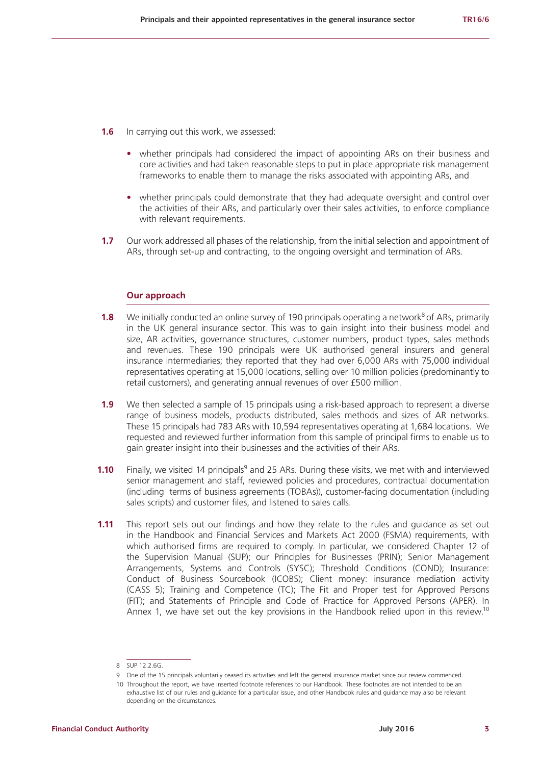**1.6** In carrying out this work, we assessed:

- whether principals had considered the impact of appointing ARs on their business and core activities and had taken reasonable steps to put in place appropriate risk management frameworks to enable them to manage the risks associated with appointing ARs, and

- whether principals could demonstrate that they had adequate oversight and control over the activities of their ARs, and particularly over their sales activities, to enforce compliance with relevant requirements.

**1.7** Our work addressed all phases of the relationship, from the initial selection and appointment of ARs, through set-up and contracting, to the ongoing oversight and termination of ARs.

## Our approach

**1.8** We initially conducted an online survey of 190 principals operating a network[8] of ARs, primarily in the UK general insurance sector. This was to gain insight into their business model and size, AR activities, governance structures, customer numbers, product types, sales methods and revenues. These 190 principals were UK authorised general insurers and general insurance intermediaries; they reported that they had over 6,000 ARs with 75,000 individual representatives operating at 15,000 locations, selling over 10 million policies (predominantly to retail customers), and generating annual revenues of over £500 million.

**1.9** We then selected a sample of 15 principals using a risk-based approach to represent a diverse range of business models, products distributed, sales methods and sizes of AR networks. These 15 principals had 783 ARs with 10,594 representatives operating at 1,684 locations. We requested and reviewed further information from this sample of principal firms to enable us to gain greater insight into their businesses and the activities of their ARs.

**1.10** Finally, we visited 14 principals[9] and 25 ARs. During these visits, we met with and interviewed senior management and staff, reviewed policies and procedures, contractual documentation (including terms of business agreements (TOBAs)), customer-facing documentation (including sales scripts) and customer files, and listened to sales calls.

**1.11** This report sets out our findings and how they relate to the rules and guidance as set out in the Handbook and Financial Services and Markets Act 2000 (FSMA) requirements, with which authorised firms are required to comply. In particular, we considered Chapter 12 of the Supervision Manual (SUP); our Principles for Businesses (PRIN); Senior Management Arrangements, Systems and Controls (SYSC); Threshold Conditions (COND); Insurance: Conduct of Business Sourcebook (ICOBS); Client money: insurance mediation activity (CASS 5); Training and Competence (TC); The Fit and Proper test for Approved Persons (FIT); and Statements of Principle and Code of Practice for Approved Persons (APER). In Annex 1, we have set out the key provisions in the Handbook relied upon in this review.[10]

---

8 SUP 12.2.6G.

9 One of the 15 principals voluntarily ceased its activities and left the general insurance market since our review commenced.

10 Throughout the report, we have inserted footnote references to our Handbook. These footnotes are not intended to be an exhaustive list of our rules and guidance for a particular issue, and other Handbook rules and guidance may also be relevant depending on the circumstances.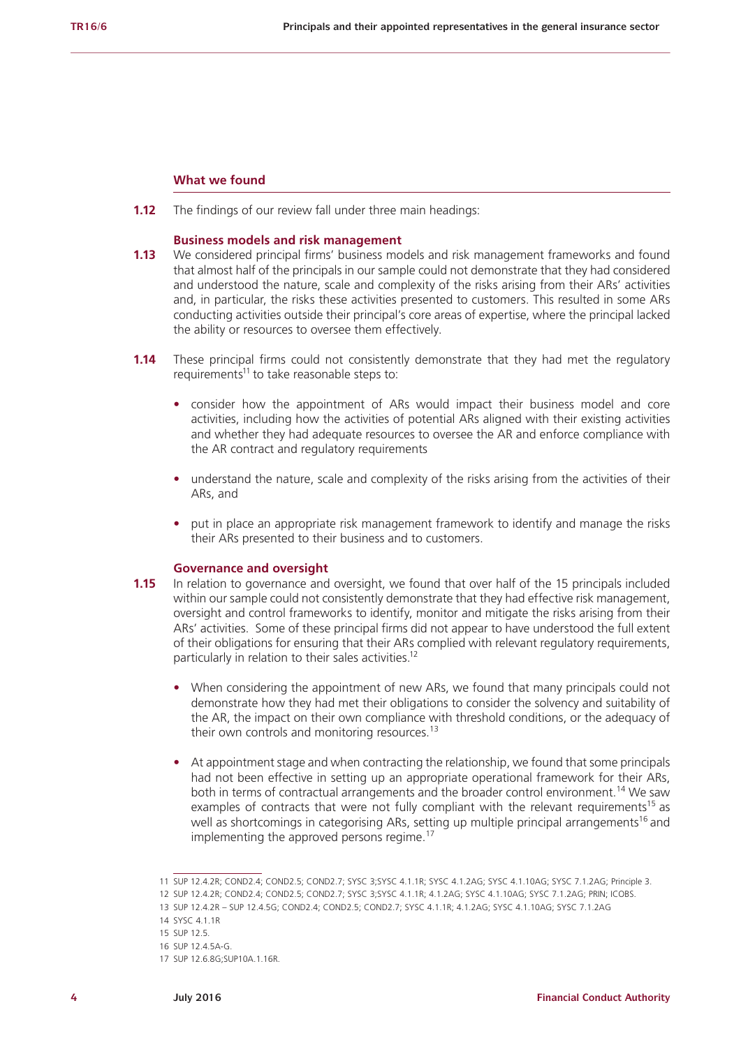### What we found

**1.12** The findings of our review fall under three main headings:

#### Business models and risk management

**1.13** We considered principal firms' business models and risk management frameworks and found that almost half of the principals in our sample could not demonstrate that they had considered and understood the nature, scale and complexity of the risks arising from their ARs' activities and, in particular, the risks these activities presented to customers. This resulted in some ARs conducting activities outside their principal's core areas of expertise, where the principal lacked the ability or resources to oversee them effectively.

**1.14** These principal firms could not consistently demonstrate that they had met the regulatory requirements[11] to take reasonable steps to:

- consider how the appointment of ARs would impact their business model and core activities, including how the activities of potential ARs aligned with their existing activities and whether they had adequate resources to oversee the AR and enforce compliance with the AR contract and regulatory requirements
- understand the nature, scale and complexity of the risks arising from the activities of their ARs, and
- put in place an appropriate risk management framework to identify and manage the risks their ARs presented to their business and to customers.

#### Governance and oversight

**1.15** In relation to governance and oversight, we found that over half of the 15 principals included within our sample could not consistently demonstrate that they had effective risk management, oversight and control frameworks to identify, monitor and mitigate the risks arising from their ARs' activities. Some of these principal firms did not appear to have understood the full extent of their obligations for ensuring that their ARs complied with relevant regulatory requirements, particularly in relation to their sales activities.[12]

- When considering the appointment of new ARs, we found that many principals could not demonstrate how they had met their obligations to consider the solvency and suitability of the AR, the impact on their own compliance with threshold conditions, or the adequacy of their own controls and monitoring resources.[13]
- At appointment stage and when contracting the relationship, we found that some principals had not been effective in setting up an appropriate operational framework for their ARs, both in terms of contractual arrangements and the broader control environment.[14] We saw examples of contracts that were not fully compliant with the relevant requirements[15] as well as shortcomings in categorising ARs, setting up multiple principal arrangements[16] and implementing the approved persons regime.[17]

---

11 SUP 12.4.2R; COND2.4; COND2.5; COND2.7; SYSC 3;SYSC 4.1.1R; SYSC 4.1.2AG; SYSC 4.1.10AG; SYSC 7.1.2AG; Principle 3.

12 SUP 12.4.2R; COND2.4; COND2.5; COND2.7; SYSC 3;SYSC 4.1.1R; 4.1.2AG; SYSC 4.1.10AG; SYSC 7.1.2AG; PRIN; ICOBS.

13 SUP 12.4.2R – SUP 12.4.5G; COND2.4; COND2.5; COND2.7; SYSC 4.1.1R; 4.1.2AG; SYSC 4.1.10AG; SYSC 7.1.2AG

14 SYSC 4.1.1R

15 SUP 12.5.

16 SUP 12.4.5A-G.

17 SUP 12.6.8G;SUP10A.1.16R.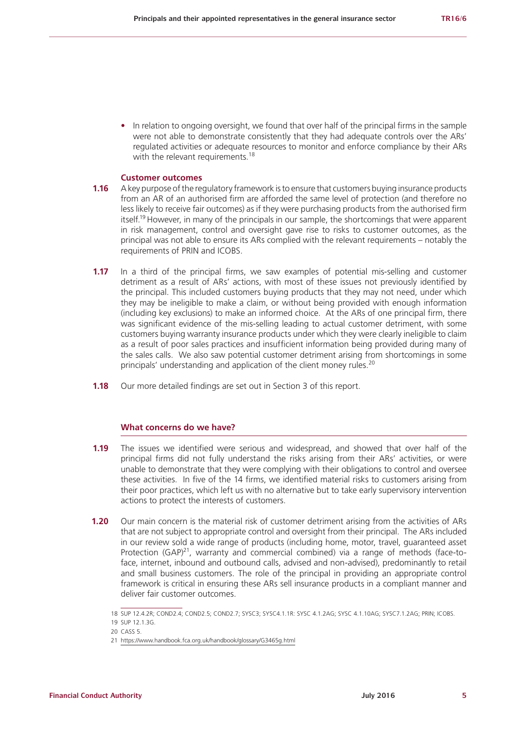- In relation to ongoing oversight, we found that over half of the principal firms in the sample were not able to demonstrate consistently that they had adequate controls over the ARs' regulated activities or adequate resources to monitor and enforce compliance by their ARs with the relevant requirements.[18]

### Customer outcomes

**1.16** A key purpose of the regulatory framework is to ensure that customers buying insurance products from an AR of an authorised firm are afforded the same level of protection (and therefore no less likely to receive fair outcomes) as if they were purchasing products from the authorised firm itself.[19] However, in many of the principals in our sample, the shortcomings that were apparent in risk management, control and oversight gave rise to risks to customer outcomes, as the principal was not able to ensure its ARs complied with the relevant requirements – notably the requirements of PRIN and ICOBS.

**1.17** In a third of the principal firms, we saw examples of potential mis-selling and customer detriment as a result of ARs' actions, with most of these issues not previously identified by the principal. This included customers buying products that they may not need, under which they may be ineligible to make a claim, or without being provided with enough information (including key exclusions) to make an informed choice. At the ARs of one principal firm, there was significant evidence of the mis-selling leading to actual customer detriment, with some customers buying warranty insurance products under which they were clearly ineligible to claim as a result of poor sales practices and insufficient information being provided during many of the sales calls. We also saw potential customer detriment arising from shortcomings in some principals' understanding and application of the client money rules.[20]

**1.18** Our more detailed findings are set out in Section 3 of this report.

### What concerns do we have?

**1.19** The issues we identified were serious and widespread, and showed that over half of the principal firms did not fully understand the risks arising from their ARs' activities, or were unable to demonstrate that they were complying with their obligations to control and oversee these activities. In five of the 14 firms, we identified material risks to customers arising from their poor practices, which left us with no alternative but to take early supervisory intervention actions to protect the interests of customers.

**1.20** Our main concern is the material risk of customer detriment arising from the activities of ARs that are not subject to appropriate control and oversight from their principal. The ARs included in our review sold a wide range of products (including home, motor, travel, guaranteed asset Protection (GAP)[21], warranty and commercial combined) via a range of methods (face-to-face, internet, inbound and outbound calls, advised and non-advised), predominantly to retail and small business customers. The role of the principal in providing an appropriate control framework is critical in ensuring these ARs sell insurance products in a compliant manner and deliver fair customer outcomes.

---

18 SUP 12.4.2R; COND2.4; COND2.5; COND2.7; SYSC3; SYSC4.1.1R: SYSC 4.1.2AG; SYSC 4.1.10AG; SYSC7.1.2AG; PRIN; ICOBS.

19 SUP 12.1.3G.

20 CASS 5.

21 https://www.handbook.fca.org.uk/handbook/glossary/G3465g.html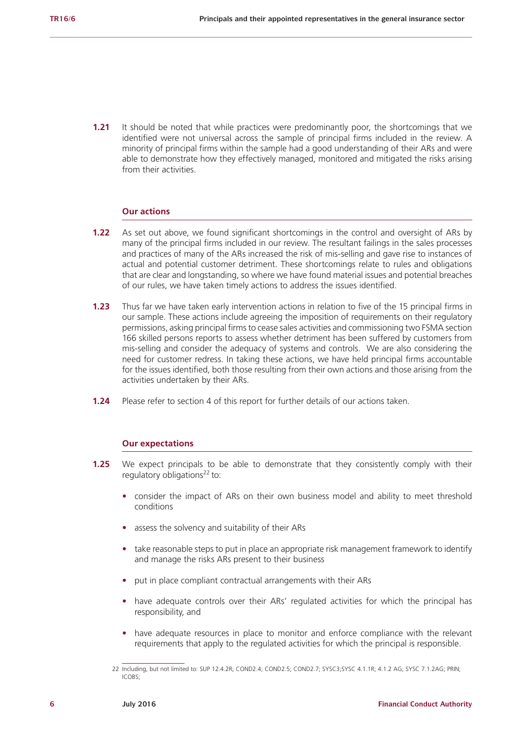**1.21** It should be noted that while practices were predominantly poor, the shortcomings that we identified were not universal across the sample of principal firms included in the review. A minority of principal firms within the sample had a good understanding of their ARs and were able to demonstrate how they effectively managed, monitored and mitigated the risks arising from their activities.

### Our actions

**1.22** As set out above, we found significant shortcomings in the control and oversight of ARs by many of the principal firms included in our review. The resultant failings in the sales processes and practices of many of the ARs increased the risk of mis-selling and gave rise to instances of actual and potential customer detriment. These shortcomings relate to rules and obligations that are clear and longstanding, so where we have found material issues and potential breaches of our rules, we have taken timely actions to address the issues identified.

**1.23** Thus far we have taken early intervention actions in relation to five of the 15 principal firms in our sample. These actions include agreeing the imposition of requirements on their regulatory permissions, asking principal firms to cease sales activities and commissioning two FSMA section 166 skilled persons reports to assess whether detriment has been suffered by customers from mis-selling and consider the adequacy of systems and controls. We are also considering the need for customer redress. In taking these actions, we have held principal firms accountable for the issues identified, both those resulting from their own actions and those arising from the activities undertaken by their ARs.

**1.24** Please refer to section 4 of this report for further details of our actions taken.

### Our expectations

**1.25** We expect principals to be able to demonstrate that they consistently comply with their regulatory obligations[22] to:

- consider the impact of ARs on their own business model and ability to meet threshold conditions
- assess the solvency and suitability of their ARs
- take reasonable steps to put in place an appropriate risk management framework to identify and manage the risks ARs present to their business
- put in place compliant contractual arrangements with their ARs
- have adequate controls over their ARs' regulated activities for which the principal has responsibility, and
- have adequate resources in place to monitor and enforce compliance with the relevant requirements that apply to the regulated activities for which the principal is responsible.

22 Including, but not limited to: SUP 12.4.2R; COND2.4; COND2.5; COND2.7; SYSC3;SYSC 4.1.1R; 4.1.2 AG; SYSC 7.1.2AG; PRIN; ICOBS;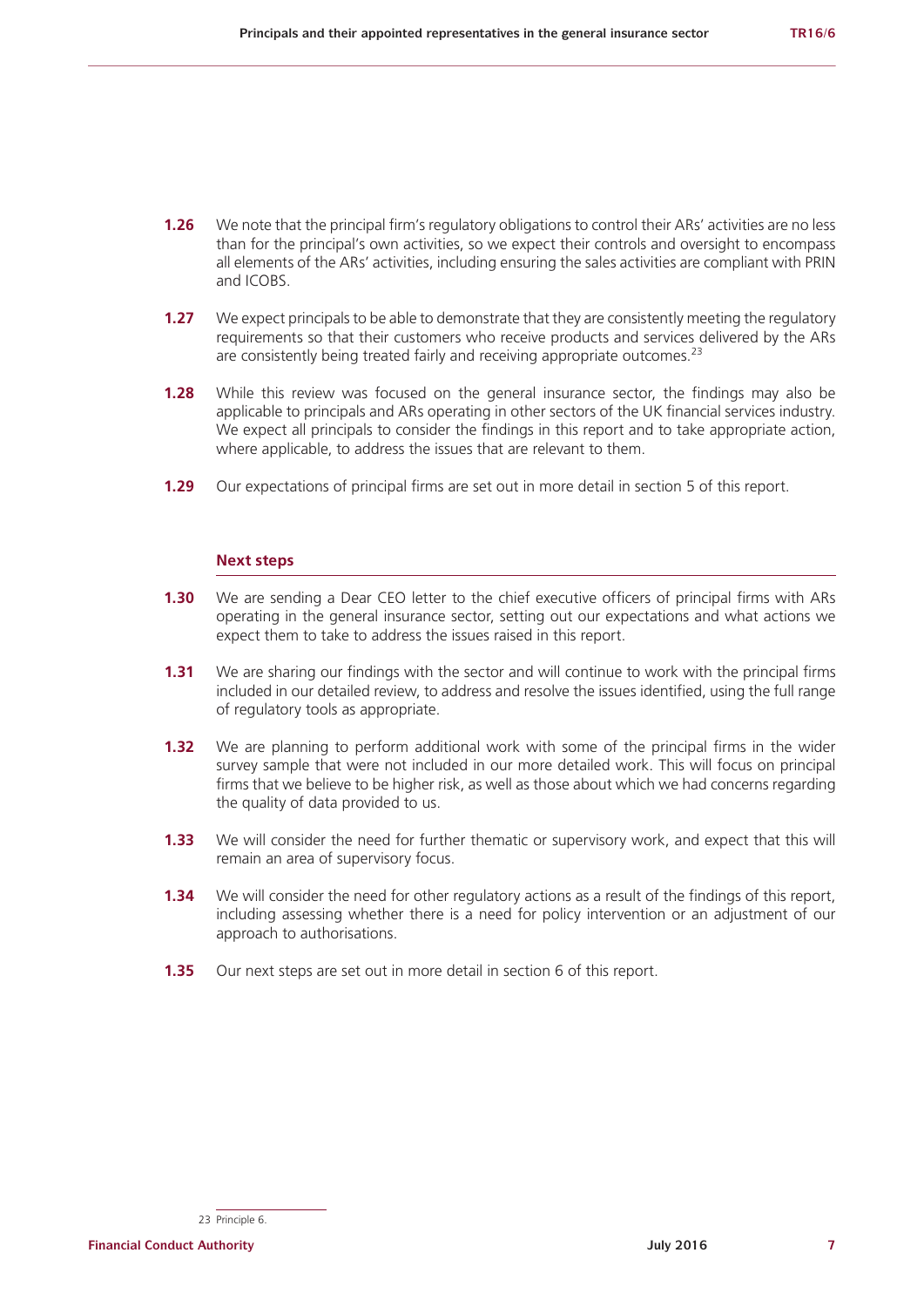**1.26** We note that the principal firm's regulatory obligations to control their ARs' activities are no less than for the principal's own activities, so we expect their controls and oversight to encompass all elements of the ARs' activities, including ensuring the sales activities are compliant with PRIN and ICOBS.

**1.27** We expect principals to be able to demonstrate that they are consistently meeting the regulatory requirements so that their customers who receive products and services delivered by the ARs are consistently being treated fairly and receiving appropriate outcomes.[23]

**1.28** While this review was focused on the general insurance sector, the findings may also be applicable to principals and ARs operating in other sectors of the UK financial services industry. We expect all principals to consider the findings in this report and to take appropriate action, where applicable, to address the issues that are relevant to them.

**1.29** Our expectations of principal firms are set out in more detail in section 5 of this report.

### Next steps

**1.30** We are sending a Dear CEO letter to the chief executive officers of principal firms with ARs operating in the general insurance sector, setting out our expectations and what actions we expect them to take to address the issues raised in this report.

**1.31** We are sharing our findings with the sector and will continue to work with the principal firms included in our detailed review, to address and resolve the issues identified, using the full range of regulatory tools as appropriate.

**1.32** We are planning to perform additional work with some of the principal firms in the wider survey sample that were not included in our more detailed work. This will focus on principal firms that we believe to be higher risk, as well as those about which we had concerns regarding the quality of data provided to us.

**1.33** We will consider the need for further thematic or supervisory work, and expect that this will remain an area of supervisory focus.

**1.34** We will consider the need for other regulatory actions as a result of the findings of this report, including assessing whether there is a need for policy intervention or an adjustment of our approach to authorisations.

**1.35** Our next steps are set out in more detail in section 6 of this report.

23 Principle 6.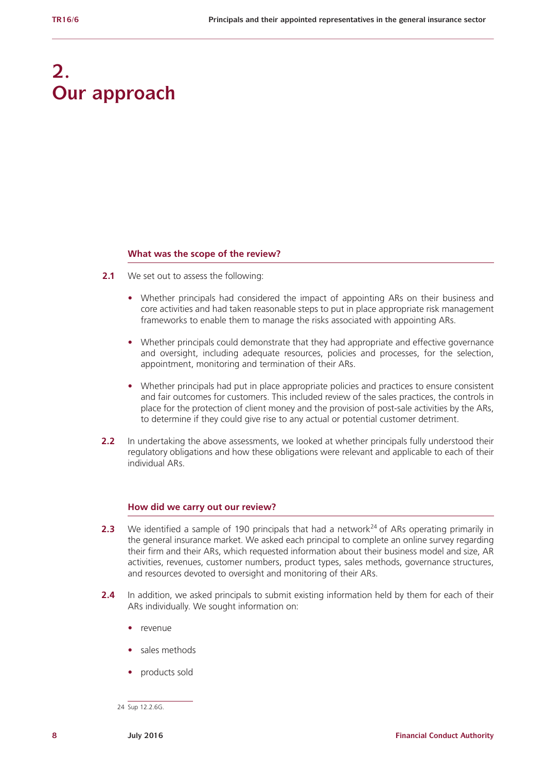# 2. Our approach

### What was the scope of the review?

**2.1** We set out to assess the following:

- Whether principals had considered the impact of appointing ARs on their business and core activities and had taken reasonable steps to put in place appropriate risk management frameworks to enable them to manage the risks associated with appointing ARs.
- Whether principals could demonstrate that they had appropriate and effective governance and oversight, including adequate resources, policies and processes, for the selection, appointment, monitoring and termination of their ARs.
- Whether principals had put in place appropriate policies and practices to ensure consistent and fair outcomes for customers. This included review of the sales practices, the controls in place for the protection of client money and the provision of post-sale activities by the ARs, to determine if they could give rise to any actual or potential customer detriment.

**2.2** In undertaking the above assessments, we looked at whether principals fully understood their regulatory obligations and how these obligations were relevant and applicable to each of their individual ARs.

### How did we carry out our review?

**2.3** We identified a sample of 190 principals that had a network[24] of ARs operating primarily in the general insurance market. We asked each principal to complete an online survey regarding their firm and their ARs, which requested information about their business model and size, AR activities, revenues, customer numbers, product types, sales methods, governance structures, and resources devoted to oversight and monitoring of their ARs.

**2.4** In addition, we asked principals to submit existing information held by them for each of their ARs individually. We sought information on:

- revenue
- sales methods
- products sold

24 Sup 12.2.6G.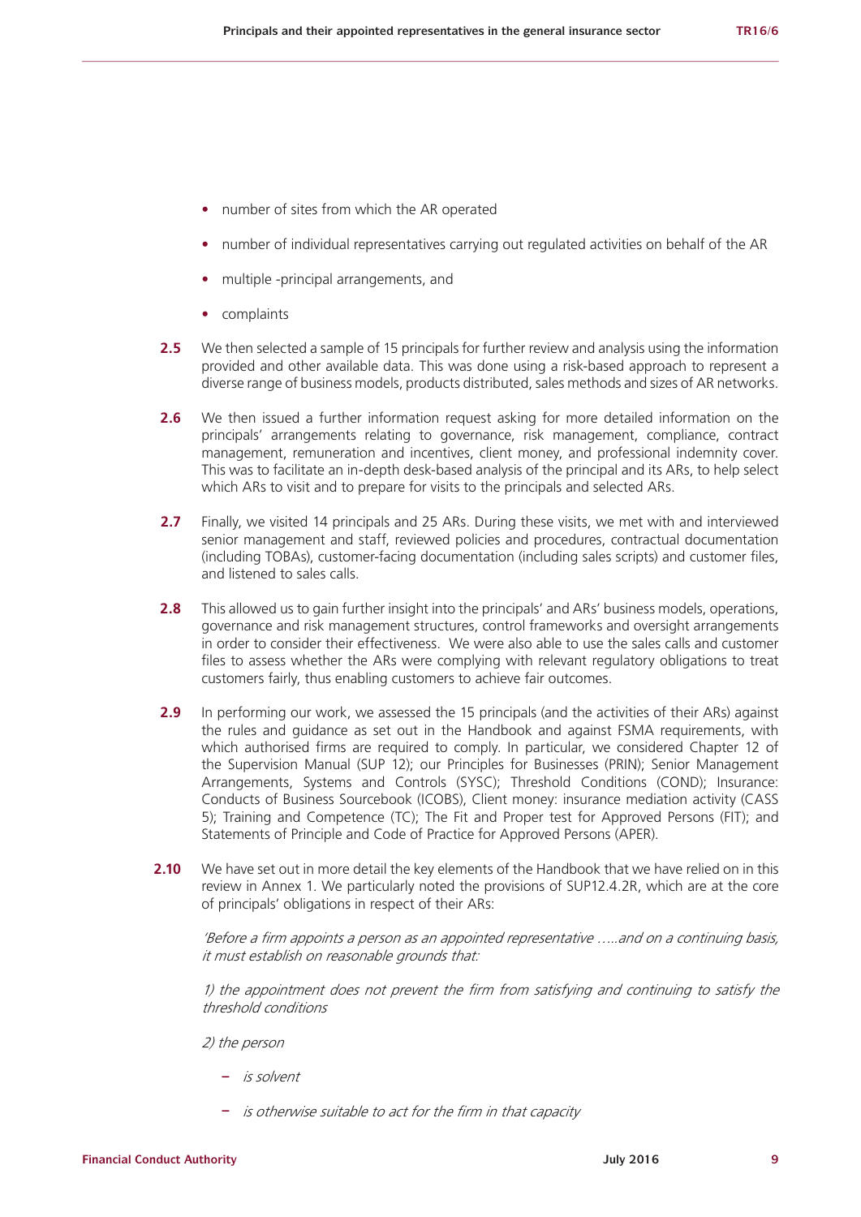- number of sites from which the AR operated
- number of individual representatives carrying out regulated activities on behalf of the AR
- multiple -principal arrangements, and
- complaints

**2.5** We then selected a sample of 15 principals for further review and analysis using the information provided and other available data. This was done using a risk-based approach to represent a diverse range of business models, products distributed, sales methods and sizes of AR networks.

**2.6** We then issued a further information request asking for more detailed information on the principals' arrangements relating to governance, risk management, compliance, contract management, remuneration and incentives, client money, and professional indemnity cover. This was to facilitate an in-depth desk-based analysis of the principal and its ARs, to help select which ARs to visit and to prepare for visits to the principals and selected ARs.

**2.7** Finally, we visited 14 principals and 25 ARs. During these visits, we met with and interviewed senior management and staff, reviewed policies and procedures, contractual documentation (including TOBAs), customer-facing documentation (including sales scripts) and customer files, and listened to sales calls.

**2.8** This allowed us to gain further insight into the principals' and ARs' business models, operations, governance and risk management structures, control frameworks and oversight arrangements in order to consider their effectiveness. We were also able to use the sales calls and customer files to assess whether the ARs were complying with relevant regulatory obligations to treat customers fairly, thus enabling customers to achieve fair outcomes.

**2.9** In performing our work, we assessed the 15 principals (and the activities of their ARs) against the rules and guidance as set out in the Handbook and against FSMA requirements, with which authorised firms are required to comply. In particular, we considered Chapter 12 of the Supervision Manual (SUP 12); our Principles for Businesses (PRIN); Senior Management Arrangements, Systems and Controls (SYSC); Threshold Conditions (COND); Insurance: Conducts of Business Sourcebook (ICOBS), Client money: insurance mediation activity (CASS 5); Training and Competence (TC); The Fit and Proper test for Approved Persons (FIT); and Statements of Principle and Code of Practice for Approved Persons (APER).

**2.10** We have set out in more detail the key elements of the Handbook that we have relied on in this review in Annex 1. We particularly noted the provisions of SUP12.4.2R, which are at the core of principals' obligations in respect of their ARs:

*'Before a firm appoints a person as an appointed representative …..and on a continuing basis, it must establish on reasonable grounds that:*

*1) the appointment does not prevent the firm from satisfying and continuing to satisfy the threshold conditions*

*2) the person*

- *is solvent*
- *is otherwise suitable to act for the firm in that capacity*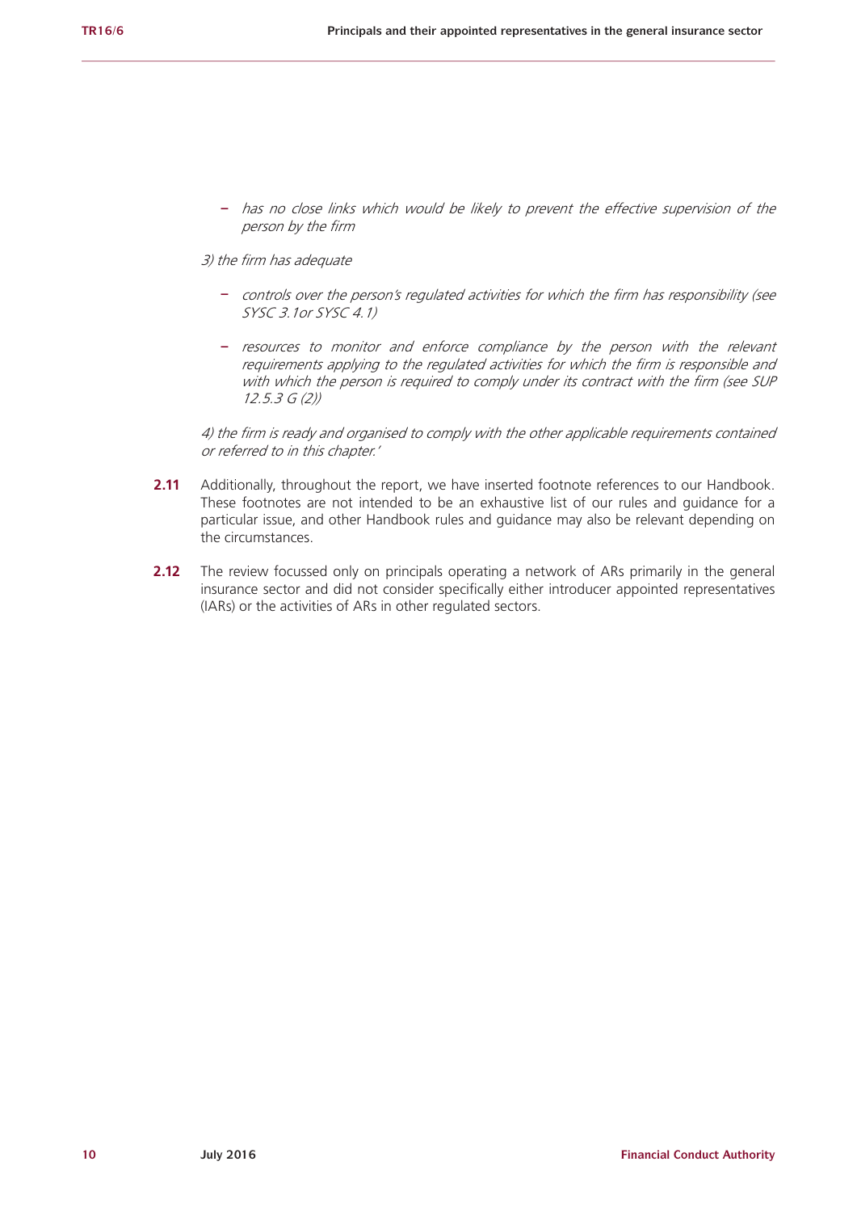- *has no close links which would be likely to prevent the effective supervision of the person by the firm*

*3) the firm has adequate*

- *controls over the person's regulated activities for which the firm has responsibility (see SYSC 3.1or SYSC 4.1)*
- *resources to monitor and enforce compliance by the person with the relevant requirements applying to the regulated activities for which the firm is responsible and with which the person is required to comply under its contract with the firm (see SUP 12.5.3 G (2))*

*4) the firm is ready and organised to comply with the other applicable requirements contained or referred to in this chapter.'*

**2.11** Additionally, throughout the report, we have inserted footnote references to our Handbook. These footnotes are not intended to be an exhaustive list of our rules and guidance for a particular issue, and other Handbook rules and guidance may also be relevant depending on the circumstances.

**2.12** The review focussed only on principals operating a network of ARs primarily in the general insurance sector and did not consider specifically either introducer appointed representatives (IARs) or the activities of ARs in other regulated sectors.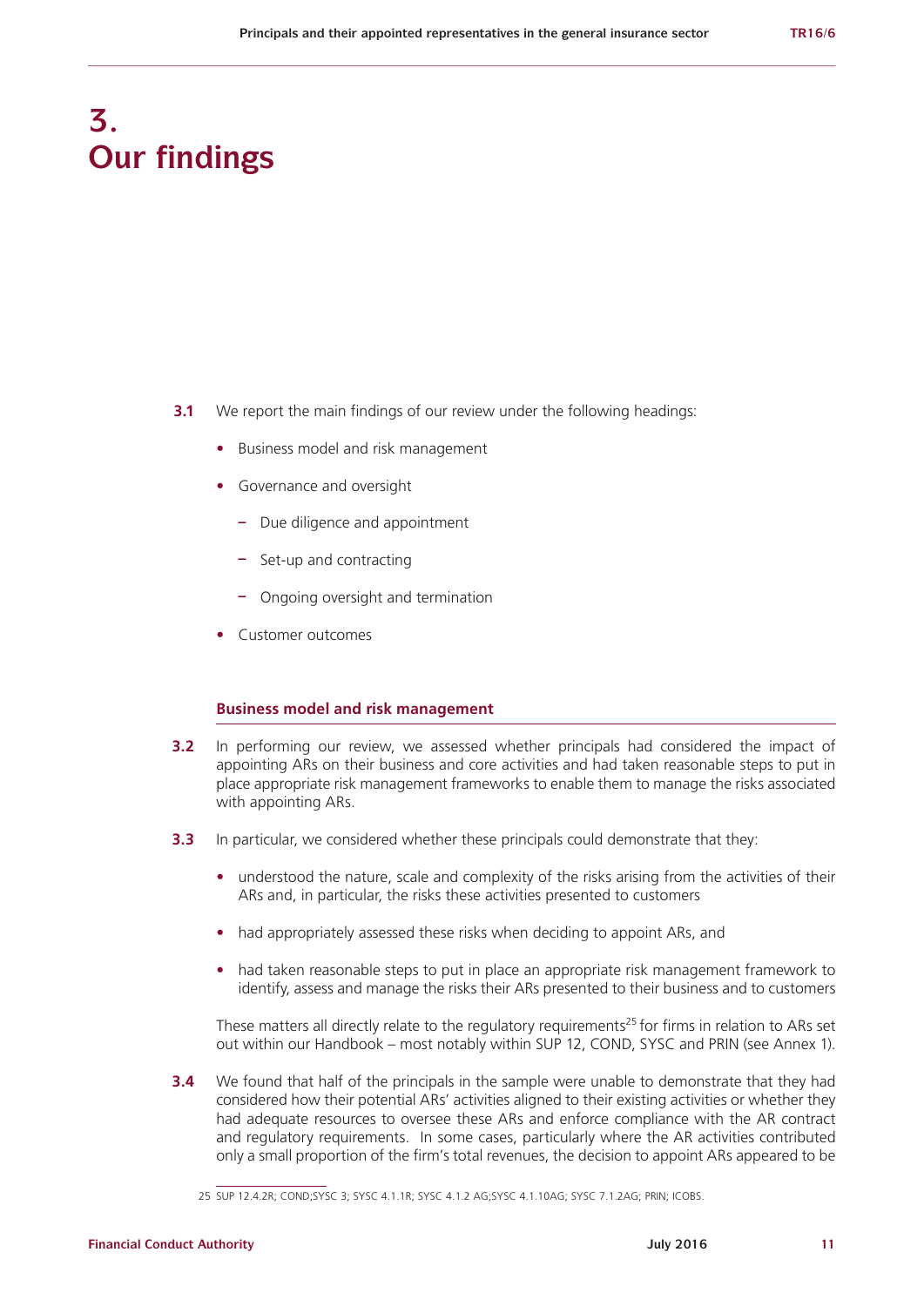# 3. Our findings

**3.1** We report the main findings of our review under the following headings:

- Business model and risk management
- Governance and oversight
  - Due diligence and appointment
  - Set-up and contracting
  - Ongoing oversight and termination
- Customer outcomes

### Business model and risk management

**3.2** In performing our review, we assessed whether principals had considered the impact of appointing ARs on their business and core activities and had taken reasonable steps to put in place appropriate risk management frameworks to enable them to manage the risks associated with appointing ARs.

**3.3** In particular, we considered whether these principals could demonstrate that they:

- understood the nature, scale and complexity of the risks arising from the activities of their ARs and, in particular, the risks these activities presented to customers
- had appropriately assessed these risks when deciding to appoint ARs, and
- had taken reasonable steps to put in place an appropriate risk management framework to identify, assess and manage the risks their ARs presented to their business and to customers

These matters all directly relate to the regulatory requirements[25] for firms in relation to ARs set out within our Handbook – most notably within SUP 12, COND, SYSC and PRIN (see Annex 1).

**3.4** We found that half of the principals in the sample were unable to demonstrate that they had considered how their potential ARs' activities aligned to their existing activities or whether they had adequate resources to oversee these ARs and enforce compliance with the AR contract and regulatory requirements. In some cases, particularly where the AR activities contributed only a small proportion of the firm's total revenues, the decision to appoint ARs appeared to be

25 SUP 12.4.2R; COND;SYSC 3; SYSC 4.1.1R; SYSC 4.1.2 AG;SYSC 4.1.10AG; SYSC 7.1.2AG; PRIN; ICOBS.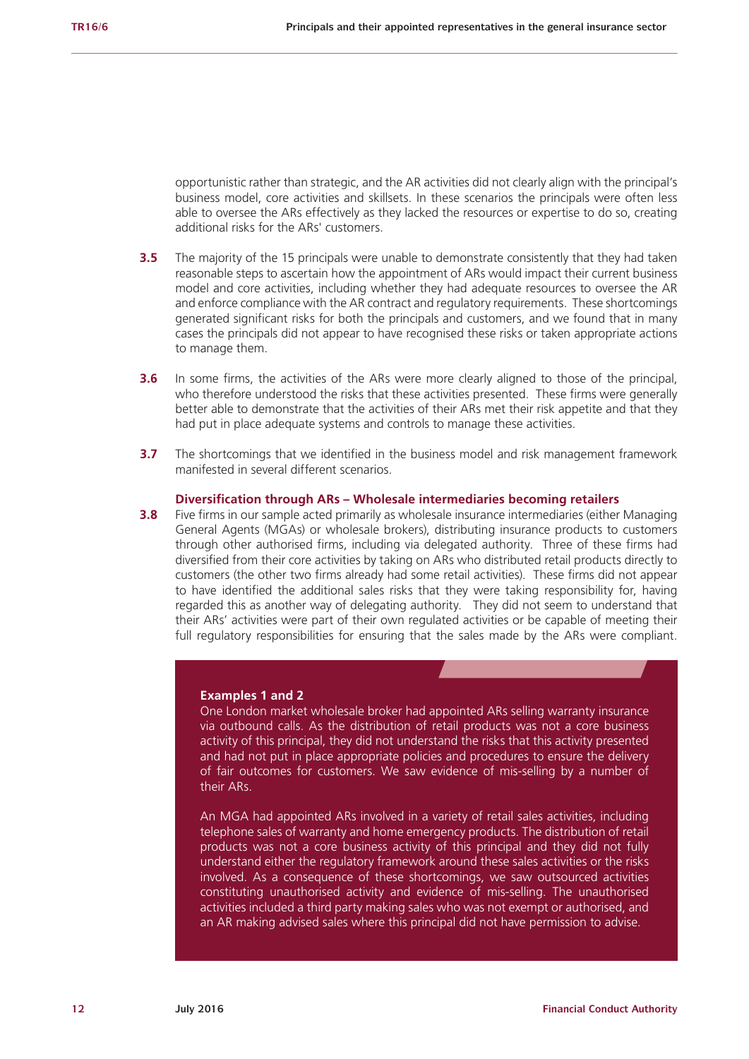opportunistic rather than strategic, and the AR activities did not clearly align with the principal's business model, core activities and skillsets. In these scenarios the principals were often less able to oversee the ARs effectively as they lacked the resources or expertise to do so, creating additional risks for the ARs' customers.

**3.5** The majority of the 15 principals were unable to demonstrate consistently that they had taken reasonable steps to ascertain how the appointment of ARs would impact their current business model and core activities, including whether they had adequate resources to oversee the AR and enforce compliance with the AR contract and regulatory requirements. These shortcomings generated significant risks for both the principals and customers, and we found that in many cases the principals did not appear to have recognised these risks or taken appropriate actions to manage them.

**3.6** In some firms, the activities of the ARs were more clearly aligned to those of the principal, who therefore understood the risks that these activities presented. These firms were generally better able to demonstrate that the activities of their ARs met their risk appetite and that they had put in place adequate systems and controls to manage these activities.

**3.7** The shortcomings that we identified in the business model and risk management framework manifested in several different scenarios.

### Diversification through ARs – Wholesale intermediaries becoming retailers

**3.8** Five firms in our sample acted primarily as wholesale insurance intermediaries (either Managing General Agents (MGAs) or wholesale brokers), distributing insurance products to customers through other authorised firms, including via delegated authority. Three of these firms had diversified from their core activities by taking on ARs who distributed retail products directly to customers (the other two firms already had some retail activities). These firms did not appear to have identified the additional sales risks that they were taking responsibility for, having regarded this as another way of delegating authority. They did not seem to understand that their ARs' activities were part of their own regulated activities or be capable of meeting their full regulatory responsibilities for ensuring that the sales made by the ARs were compliant.

**Examples 1 and 2**

One London market wholesale broker had appointed ARs selling warranty insurance via outbound calls. As the distribution of retail products was not a core business activity of this principal, they did not understand the risks that this activity presented and had not put in place appropriate policies and procedures to ensure the delivery of fair outcomes for customers. We saw evidence of mis-selling by a number of their ARs.

An MGA had appointed ARs involved in a variety of retail sales activities, including telephone sales of warranty and home emergency products. The distribution of retail products was not a core business activity of this principal and they did not fully understand either the regulatory framework around these sales activities or the risks involved. As a consequence of these shortcomings, we saw outsourced activities constituting unauthorised activity and evidence of mis-selling. The unauthorised activities included a third party making sales who was not exempt or authorised, and an AR making advised sales where this principal did not have permission to advise.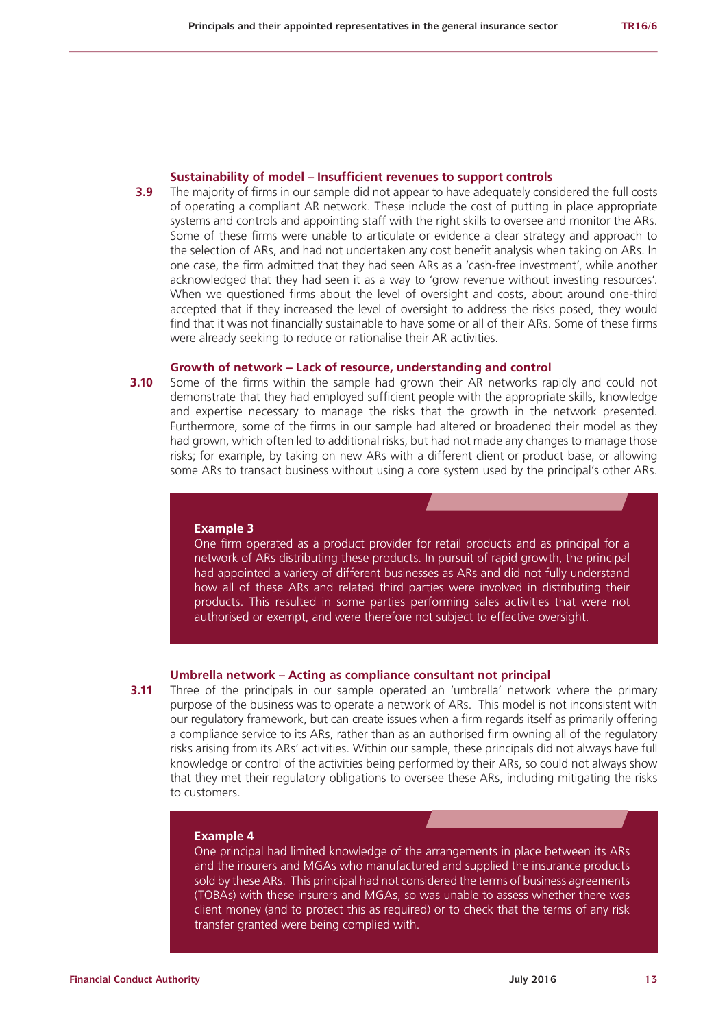### Sustainability of model – Insufficient revenues to support controls

**3.9** The majority of firms in our sample did not appear to have adequately considered the full costs of operating a compliant AR network. These include the cost of putting in place appropriate systems and controls and appointing staff with the right skills to oversee and monitor the ARs. Some of these firms were unable to articulate or evidence a clear strategy and approach to the selection of ARs, and had not undertaken any cost benefit analysis when taking on ARs. In one case, the firm admitted that they had seen ARs as a 'cash-free investment', while another acknowledged that they had seen it as a way to 'grow revenue without investing resources'. When we questioned firms about the level of oversight and costs, about around one-third accepted that if they increased the level of oversight to address the risks posed, they would find that it was not financially sustainable to have some or all of their ARs. Some of these firms were already seeking to reduce or rationalise their AR activities.

### Growth of network – Lack of resource, understanding and control

**3.10** Some of the firms within the sample had grown their AR networks rapidly and could not demonstrate that they had employed sufficient people with the appropriate skills, knowledge and expertise necessary to manage the risks that the growth in the network presented. Furthermore, some of the firms in our sample had altered or broadened their model as they had grown, which often led to additional risks, but had not made any changes to manage those risks; for example, by taking on new ARs with a different client or product base, or allowing some ARs to transact business without using a core system used by the principal's other ARs.

**Example 3**

One firm operated as a product provider for retail products and as principal for a network of ARs distributing these products. In pursuit of rapid growth, the principal had appointed a variety of different businesses as ARs and did not fully understand how all of these ARs and related third parties were involved in distributing their products. This resulted in some parties performing sales activities that were not authorised or exempt, and were therefore not subject to effective oversight.

### Umbrella network – Acting as compliance consultant not principal

**3.11** Three of the principals in our sample operated an 'umbrella' network where the primary purpose of the business was to operate a network of ARs. This model is not inconsistent with our regulatory framework, but can create issues when a firm regards itself as primarily offering a compliance service to its ARs, rather than as an authorised firm owning all of the regulatory risks arising from its ARs' activities. Within our sample, these principals did not always have full knowledge or control of the activities being performed by their ARs, so could not always show that they met their regulatory obligations to oversee these ARs, including mitigating the risks to customers.

**Example 4**

One principal had limited knowledge of the arrangements in place between its ARs and the insurers and MGAs who manufactured and supplied the insurance products sold by these ARs. This principal had not considered the terms of business agreements (TOBAs) with these insurers and MGAs, so was unable to assess whether there was client money (and to protect this as required) or to check that the terms of any risk transfer granted were being complied with.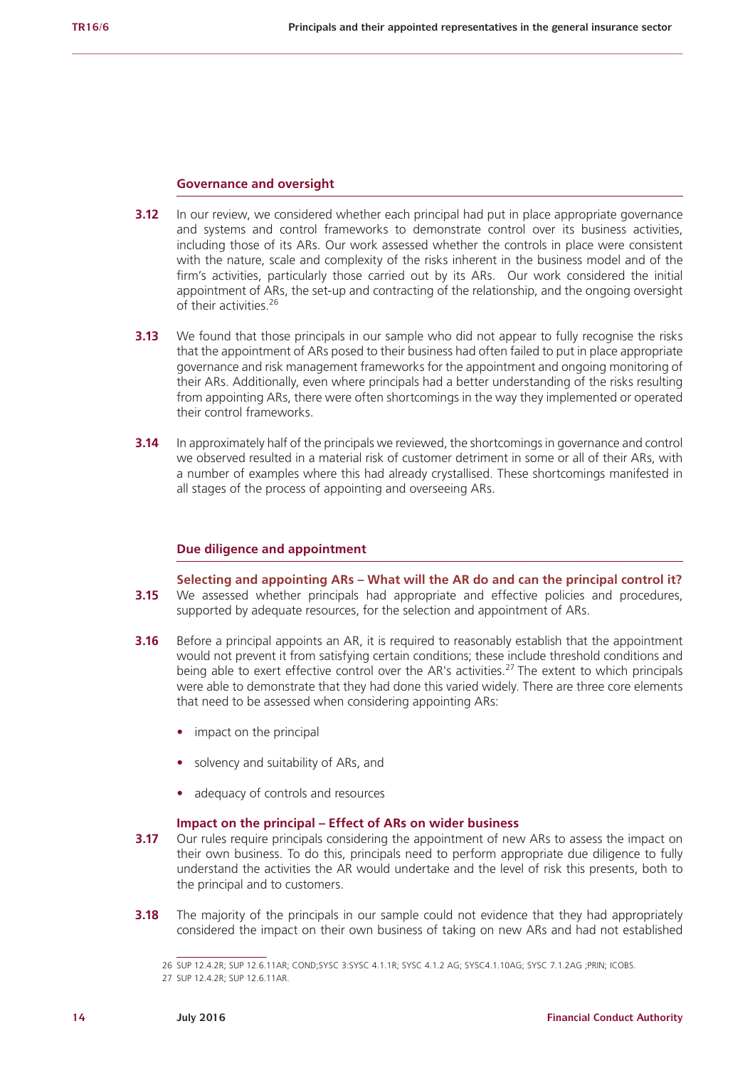### Governance and oversight

**3.12** In our review, we considered whether each principal had put in place appropriate governance and systems and control frameworks to demonstrate control over its business activities, including those of its ARs. Our work assessed whether the controls in place were consistent with the nature, scale and complexity of the risks inherent in the business model and of the firm's activities, particularly those carried out by its ARs. Our work considered the initial appointment of ARs, the set-up and contracting of the relationship, and the ongoing oversight of their activities.[26]

**3.13** We found that those principals in our sample who did not appear to fully recognise the risks that the appointment of ARs posed to their business had often failed to put in place appropriate governance and risk management frameworks for the appointment and ongoing monitoring of their ARs. Additionally, even where principals had a better understanding of the risks resulting from appointing ARs, there were often shortcomings in the way they implemented or operated their control frameworks.

**3.14** In approximately half of the principals we reviewed, the shortcomings in governance and control we observed resulted in a material risk of customer detriment in some or all of their ARs, with a number of examples where this had already crystallised. These shortcomings manifested in all stages of the process of appointing and overseeing ARs.

### Due diligence and appointment

#### Selecting and appointing ARs – What will the AR do and can the principal control it?

**3.15** We assessed whether principals had appropriate and effective policies and procedures, supported by adequate resources, for the selection and appointment of ARs.

**3.16** Before a principal appoints an AR, it is required to reasonably establish that the appointment would not prevent it from satisfying certain conditions; these include threshold conditions and being able to exert effective control over the AR's activities.[27] The extent to which principals were able to demonstrate that they had done this varied widely. There are three core elements that need to be assessed when considering appointing ARs:

- impact on the principal
- solvency and suitability of ARs, and
- adequacy of controls and resources

#### Impact on the principal – Effect of ARs on wider business

**3.17** Our rules require principals considering the appointment of new ARs to assess the impact on their own business. To do this, principals need to perform appropriate due diligence to fully understand the activities the AR would undertake and the level of risk this presents, both to the principal and to customers.

**3.18** The majority of the principals in our sample could not evidence that they had appropriately considered the impact on their own business of taking on new ARs and had not established

---

26 SUP 12.4.2R; SUP 12.6.11AR; COND;SYSC 3:SYSC 4.1.1R; SYSC 4.1.2 AG; SYSC4.1.10AG; SYSC 7.1.2AG ;PRIN; ICOBS.

27 SUP 12.4.2R; SUP 12.6.11AR.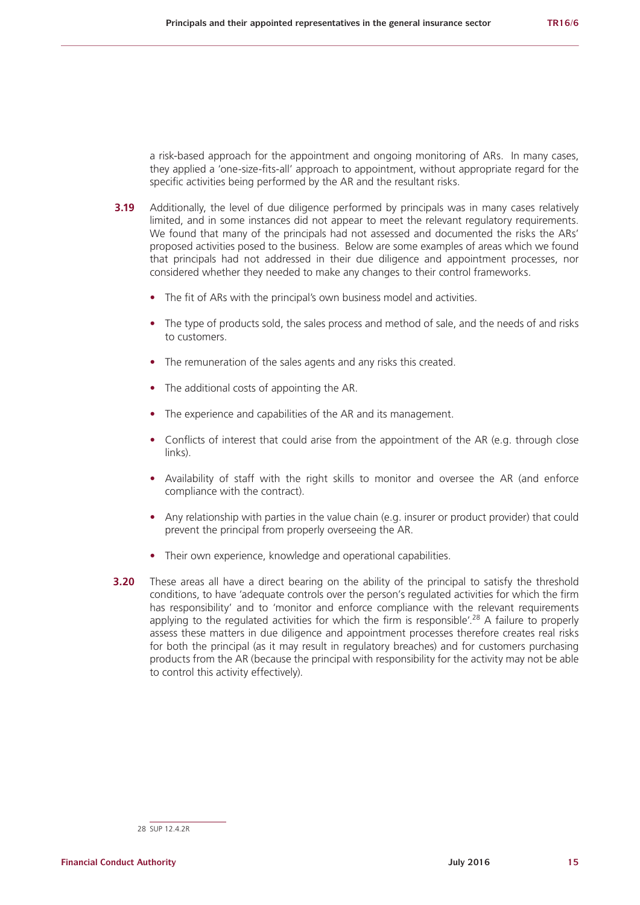a risk-based approach for the appointment and ongoing monitoring of ARs. In many cases, they applied a 'one-size-fits-all' approach to appointment, without appropriate regard for the specific activities being performed by the AR and the resultant risks.

**3.19** Additionally, the level of due diligence performed by principals was in many cases relatively limited, and in some instances did not appear to meet the relevant regulatory requirements. We found that many of the principals had not assessed and documented the risks the ARs' proposed activities posed to the business. Below are some examples of areas which we found that principals had not addressed in their due diligence and appointment processes, nor considered whether they needed to make any changes to their control frameworks.

- The fit of ARs with the principal's own business model and activities.
- The type of products sold, the sales process and method of sale, and the needs of and risks to customers.
- The remuneration of the sales agents and any risks this created.
- The additional costs of appointing the AR.
- The experience and capabilities of the AR and its management.
- Conflicts of interest that could arise from the appointment of the AR (e.g. through close links).
- Availability of staff with the right skills to monitor and oversee the AR (and enforce compliance with the contract).
- Any relationship with parties in the value chain (e.g. insurer or product provider) that could prevent the principal from properly overseeing the AR.
- Their own experience, knowledge and operational capabilities.

**3.20** These areas all have a direct bearing on the ability of the principal to satisfy the threshold conditions, to have 'adequate controls over the person's regulated activities for which the firm has responsibility' and to 'monitor and enforce compliance with the relevant requirements applying to the regulated activities for which the firm is responsible'.[28] A failure to properly assess these matters in due diligence and appointment processes therefore creates real risks for both the principal (as it may result in regulatory breaches) and for customers purchasing products from the AR (because the principal with responsibility for the activity may not be able to control this activity effectively).

---

28 SUP 12.4.2R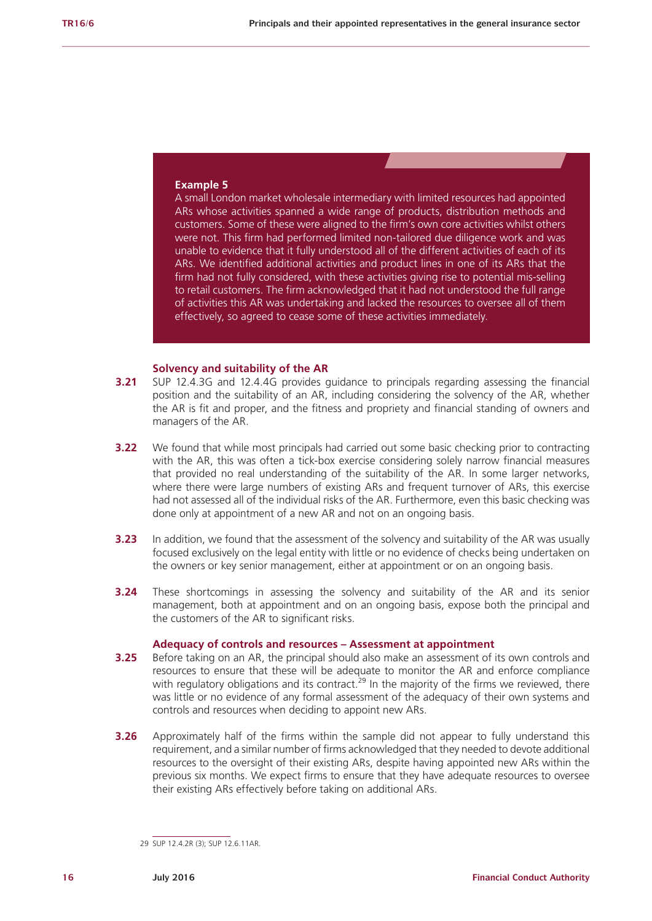**Example 5**

A small London market wholesale intermediary with limited resources had appointed ARs whose activities spanned a wide range of products, distribution methods and customers. Some of these were aligned to the firm's own core activities whilst others were not. This firm had performed limited non-tailored due diligence work and was unable to evidence that it fully understood all of the different activities of each of its ARs. We identified additional activities and product lines in one of its ARs that the firm had not fully considered, with these activities giving rise to potential mis-selling to retail customers. The firm acknowledged that it had not understood the full range of activities this AR was undertaking and lacked the resources to oversee all of them effectively, so agreed to cease some of these activities immediately.

### Solvency and suitability of the AR

**3.21** SUP 12.4.3G and 12.4.4G provides guidance to principals regarding assessing the financial position and the suitability of an AR, including considering the solvency of the AR, whether the AR is fit and proper, and the fitness and propriety and financial standing of owners and managers of the AR.

**3.22** We found that while most principals had carried out some basic checking prior to contracting with the AR, this was often a tick-box exercise considering solely narrow financial measures that provided no real understanding of the suitability of the AR. In some larger networks, where there were large numbers of existing ARs and frequent turnover of ARs, this exercise had not assessed all of the individual risks of the AR. Furthermore, even this basic checking was done only at appointment of a new AR and not on an ongoing basis.

**3.23** In addition, we found that the assessment of the solvency and suitability of the AR was usually focused exclusively on the legal entity with little or no evidence of checks being undertaken on the owners or key senior management, either at appointment or on an ongoing basis.

**3.24** These shortcomings in assessing the solvency and suitability of the AR and its senior management, both at appointment and on an ongoing basis, expose both the principal and the customers of the AR to significant risks.

### Adequacy of controls and resources – Assessment at appointment

**3.25** Before taking on an AR, the principal should also make an assessment of its own controls and resources to ensure that these will be adequate to monitor the AR and enforce compliance with regulatory obligations and its contract.[29] In the majority of the firms we reviewed, there was little or no evidence of any formal assessment of the adequacy of their own systems and controls and resources when deciding to appoint new ARs.

**3.26** Approximately half of the firms within the sample did not appear to fully understand this requirement, and a similar number of firms acknowledged that they needed to devote additional resources to the oversight of their existing ARs, despite having appointed new ARs within the previous six months. We expect firms to ensure that they have adequate resources to oversee their existing ARs effectively before taking on additional ARs.

---

29 SUP 12.4.2R (3); SUP 12.6.11AR.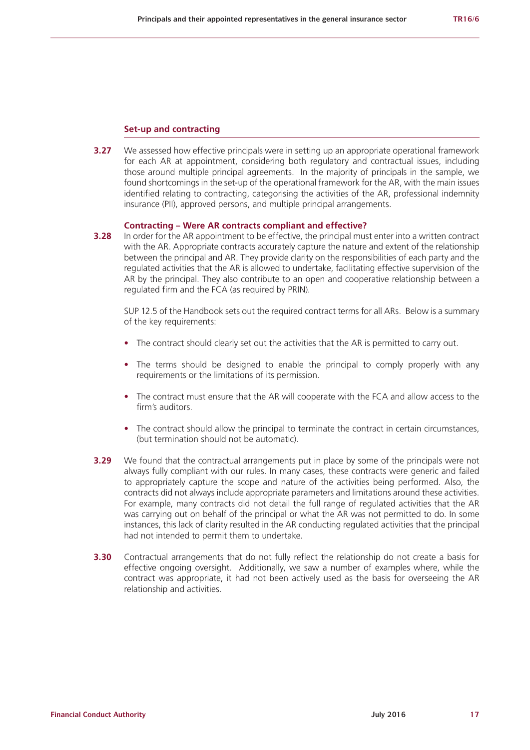### Set-up and contracting

**3.27** We assessed how effective principals were in setting up an appropriate operational framework for each AR at appointment, considering both regulatory and contractual issues, including those around multiple principal agreements. In the majority of principals in the sample, we found shortcomings in the set-up of the operational framework for the AR, with the main issues identified relating to contracting, categorising the activities of the AR, professional indemnity insurance (PII), approved persons, and multiple principal arrangements.

#### Contracting – Were AR contracts compliant and effective?

**3.28** In order for the AR appointment to be effective, the principal must enter into a written contract with the AR. Appropriate contracts accurately capture the nature and extent of the relationship between the principal and AR. They provide clarity on the responsibilities of each party and the regulated activities that the AR is allowed to undertake, facilitating effective supervision of the AR by the principal. They also contribute to an open and cooperative relationship between a regulated firm and the FCA (as required by PRIN).

SUP 12.5 of the Handbook sets out the required contract terms for all ARs. Below is a summary of the key requirements:

- The contract should clearly set out the activities that the AR is permitted to carry out.
- The terms should be designed to enable the principal to comply properly with any requirements or the limitations of its permission.
- The contract must ensure that the AR will cooperate with the FCA and allow access to the firm's auditors.
- The contract should allow the principal to terminate the contract in certain circumstances, (but termination should not be automatic).

**3.29** We found that the contractual arrangements put in place by some of the principals were not always fully compliant with our rules. In many cases, these contracts were generic and failed to appropriately capture the scope and nature of the activities being performed. Also, the contracts did not always include appropriate parameters and limitations around these activities. For example, many contracts did not detail the full range of regulated activities that the AR was carrying out on behalf of the principal or what the AR was not permitted to do. In some instances, this lack of clarity resulted in the AR conducting regulated activities that the principal had not intended to permit them to undertake.

**3.30** Contractual arrangements that do not fully reflect the relationship do not create a basis for effective ongoing oversight. Additionally, we saw a number of examples where, while the contract was appropriate, it had not been actively used as the basis for overseeing the AR relationship and activities.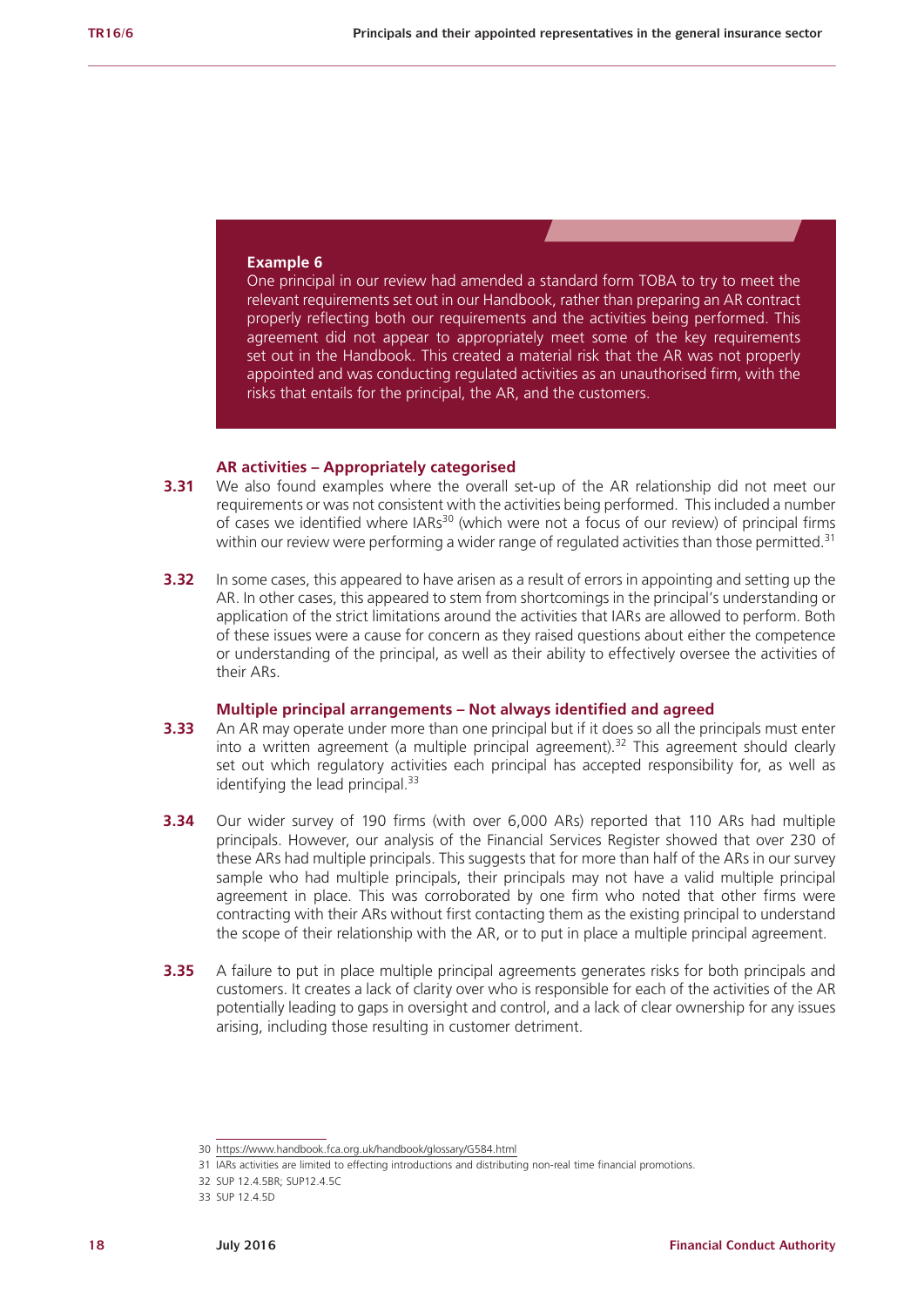**Example 6**

One principal in our review had amended a standard form TOBA to try to meet the relevant requirements set out in our Handbook, rather than preparing an AR contract properly reflecting both our requirements and the activities being performed. This agreement did not appear to appropriately meet some of the key requirements set out in the Handbook. This created a material risk that the AR was not properly appointed and was conducting regulated activities as an unauthorised firm, with the risks that entails for the principal, the AR, and the customers.

### AR activities – Appropriately categorised

**3.31** We also found examples where the overall set-up of the AR relationship did not meet our requirements or was not consistent with the activities being performed. This included a number of cases we identified where IARs[30] (which were not a focus of our review) of principal firms within our review were performing a wider range of regulated activities than those permitted.[31]

**3.32** In some cases, this appeared to have arisen as a result of errors in appointing and setting up the AR. In other cases, this appeared to stem from shortcomings in the principal's understanding or application of the strict limitations around the activities that IARs are allowed to perform. Both of these issues were a cause for concern as they raised questions about either the competence or understanding of the principal, as well as their ability to effectively oversee the activities of their ARs.

### Multiple principal arrangements – Not always identified and agreed

**3.33** An AR may operate under more than one principal but if it does so all the principals must enter into a written agreement (a multiple principal agreement).[32] This agreement should clearly set out which regulatory activities each principal has accepted responsibility for, as well as identifying the lead principal.[33]

**3.34** Our wider survey of 190 firms (with over 6,000 ARs) reported that 110 ARs had multiple principals. However, our analysis of the Financial Services Register showed that over 230 of these ARs had multiple principals. This suggests that for more than half of the ARs in our survey sample who had multiple principals, their principals may not have a valid multiple principal agreement in place. This was corroborated by one firm who noted that other firms were contracting with their ARs without first contacting them as the existing principal to understand the scope of their relationship with the AR, or to put in place a multiple principal agreement.

**3.35** A failure to put in place multiple principal agreements generates risks for both principals and customers. It creates a lack of clarity over who is responsible for each of the activities of the AR potentially leading to gaps in oversight and control, and a lack of clear ownership for any issues arising, including those resulting in customer detriment.

---

30 https://www.handbook.fca.org.uk/handbook/glossary/G584.html

31 IARs activities are limited to effecting introductions and distributing non-real time financial promotions.

32 SUP 12.4.5BR; SUP12.4.5C

33 SUP 12.4.5D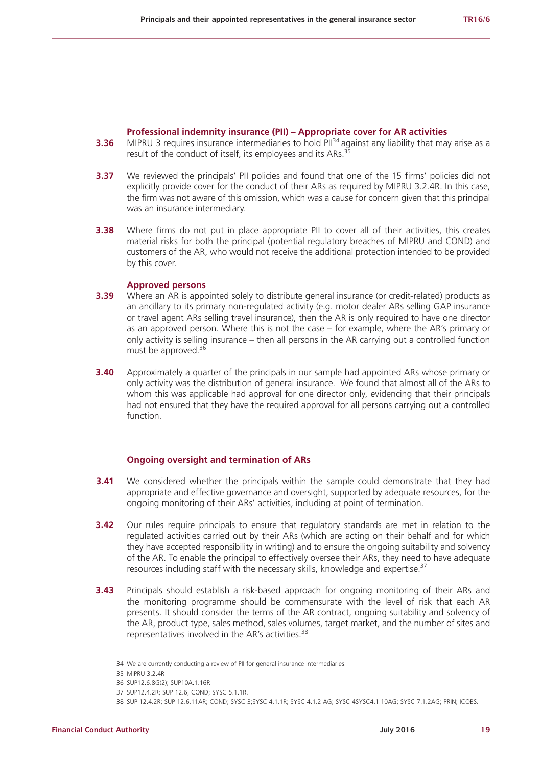### Professional indemnity insurance (PII) – Appropriate cover for AR activities

**3.36** MIPRU 3 requires insurance intermediaries to hold PII[34] against any liability that may arise as a result of the conduct of itself, its employees and its ARs.[35]

**3.37** We reviewed the principals' PII policies and found that one of the 15 firms' policies did not explicitly provide cover for the conduct of their ARs as required by MIPRU 3.2.4R. In this case, the firm was not aware of this omission, which was a cause for concern given that this principal was an insurance intermediary.

**3.38** Where firms do not put in place appropriate PII to cover all of their activities, this creates material risks for both the principal (potential regulatory breaches of MIPRU and COND) and customers of the AR, who would not receive the additional protection intended to be provided by this cover.

### Approved persons

**3.39** Where an AR is appointed solely to distribute general insurance (or credit-related) products as an ancillary to its primary non-regulated activity (e.g. motor dealer ARs selling GAP insurance or travel agent ARs selling travel insurance), then the AR is only required to have one director as an approved person. Where this is not the case – for example, where the AR's primary or only activity is selling insurance – then all persons in the AR carrying out a controlled function must be approved.[36]

**3.40** Approximately a quarter of the principals in our sample had appointed ARs whose primary or only activity was the distribution of general insurance. We found that almost all of the ARs to whom this was applicable had approval for one director only, evidencing that their principals had not ensured that they have the required approval for all persons carrying out a controlled function.

## Ongoing oversight and termination of ARs

**3.41** We considered whether the principals within the sample could demonstrate that they had appropriate and effective governance and oversight, supported by adequate resources, for the ongoing monitoring of their ARs' activities, including at point of termination.

**3.42** Our rules require principals to ensure that regulatory standards are met in relation to the regulated activities carried out by their ARs (which are acting on their behalf and for which they have accepted responsibility in writing) and to ensure the ongoing suitability and solvency of the AR. To enable the principal to effectively oversee their ARs, they need to have adequate resources including staff with the necessary skills, knowledge and expertise.[37]

**3.43** Principals should establish a risk-based approach for ongoing monitoring of their ARs and the monitoring programme should be commensurate with the level of risk that each AR presents. It should consider the terms of the AR contract, ongoing suitability and solvency of the AR, product type, sales method, sales volumes, target market, and the number of sites and representatives involved in the AR's activities.[38]

---

34 We are currently conducting a review of PII for general insurance intermediaries.

35 MIPRU 3.2.4R

36 SUP12.6.8G(2); SUP10A.1.16R

37 SUP12.4.2R; SUP 12.6; COND; SYSC 5.1.1R.

38 SUP 12.4.2R; SUP 12.6.11AR; COND; SYSC 3;SYSC 4.1.1R; SYSC 4.1.2 AG; SYSC 4SYSC4.1.10AG; SYSC 7.1.2AG; PRIN; ICOBS.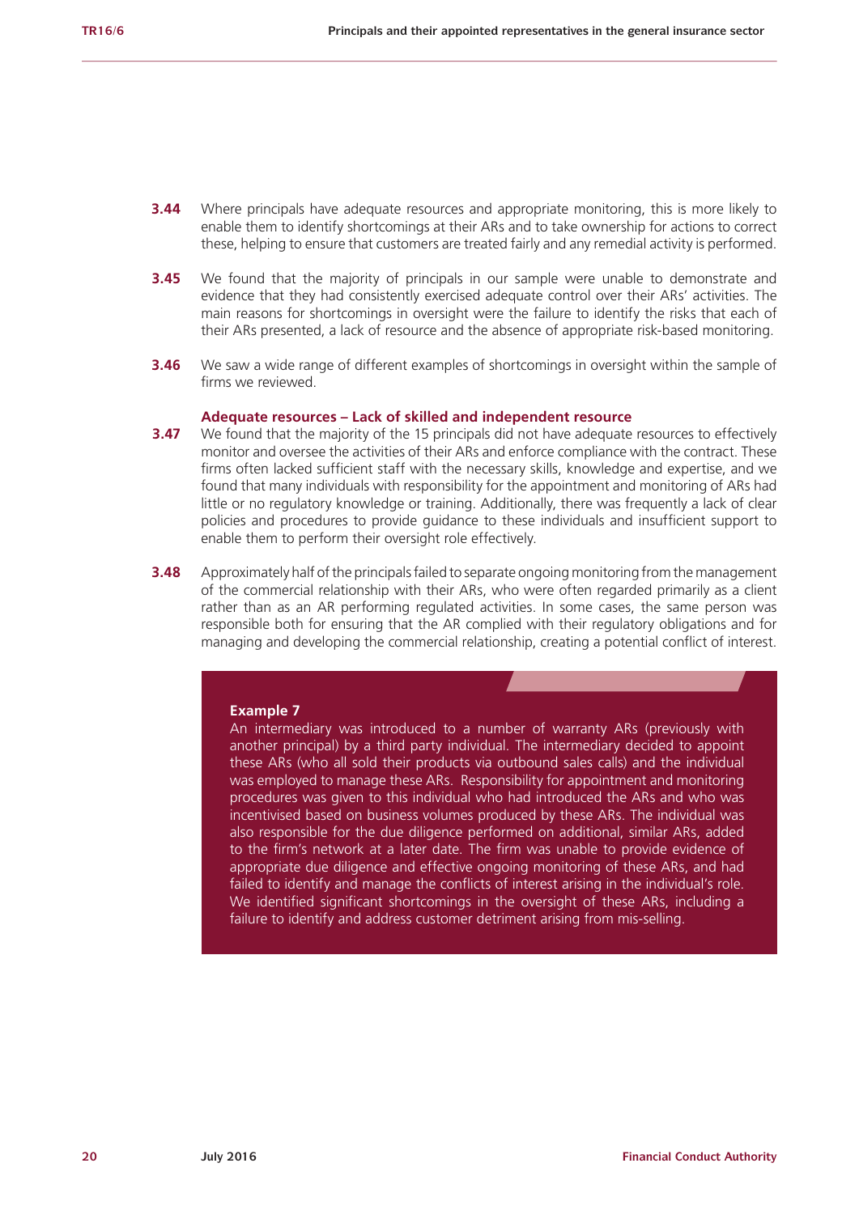**3.44** Where principals have adequate resources and appropriate monitoring, this is more likely to enable them to identify shortcomings at their ARs and to take ownership for actions to correct these, helping to ensure that customers are treated fairly and any remedial activity is performed.

**3.45** We found that the majority of principals in our sample were unable to demonstrate and evidence that they had consistently exercised adequate control over their ARs' activities. The main reasons for shortcomings in oversight were the failure to identify the risks that each of their ARs presented, a lack of resource and the absence of appropriate risk-based monitoring.

**3.46** We saw a wide range of different examples of shortcomings in oversight within the sample of firms we reviewed.

### Adequate resources – Lack of skilled and independent resource

**3.47** We found that the majority of the 15 principals did not have adequate resources to effectively monitor and oversee the activities of their ARs and enforce compliance with the contract. These firms often lacked sufficient staff with the necessary skills, knowledge and expertise, and we found that many individuals with responsibility for the appointment and monitoring of ARs had little or no regulatory knowledge or training. Additionally, there was frequently a lack of clear policies and procedures to provide guidance to these individuals and insufficient support to enable them to perform their oversight role effectively.

**3.48** Approximately half of the principals failed to separate ongoing monitoring from the management of the commercial relationship with their ARs, who were often regarded primarily as a client rather than as an AR performing regulated activities. In some cases, the same person was responsible both for ensuring that the AR complied with their regulatory obligations and for managing and developing the commercial relationship, creating a potential conflict of interest.

**Example 7**

An intermediary was introduced to a number of warranty ARs (previously with another principal) by a third party individual. The intermediary decided to appoint these ARs (who all sold their products via outbound sales calls) and the individual was employed to manage these ARs. Responsibility for appointment and monitoring procedures was given to this individual who had introduced the ARs and who was incentivised based on business volumes produced by these ARs. The individual was also responsible for the due diligence performed on additional, similar ARs, added to the firm's network at a later date. The firm was unable to provide evidence of appropriate due diligence and effective ongoing monitoring of these ARs, and had failed to identify and manage the conflicts of interest arising in the individual's role. We identified significant shortcomings in the oversight of these ARs, including a failure to identify and address customer detriment arising from mis-selling.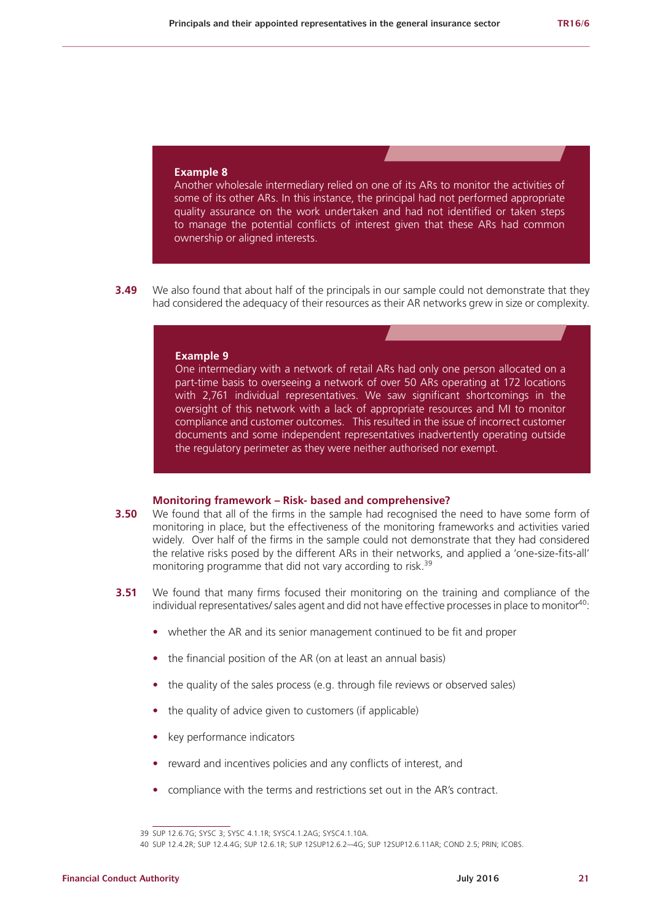**Example 8**
Another wholesale intermediary relied on one of its ARs to monitor the activities of some of its other ARs. In this instance, the principal had not performed appropriate quality assurance on the work undertaken and had not identified or taken steps to manage the potential conflicts of interest given that these ARs had common ownership or aligned interests.

**3.49** We also found that about half of the principals in our sample could not demonstrate that they had considered the adequacy of their resources as their AR networks grew in size or complexity.

**Example 9**
One intermediary with a network of retail ARs had only one person allocated on a part-time basis to overseeing a network of over 50 ARs operating at 172 locations with 2,761 individual representatives. We saw significant shortcomings in the oversight of this network with a lack of appropriate resources and MI to monitor compliance and customer outcomes. This resulted in the issue of incorrect customer documents and some independent representatives inadvertently operating outside the regulatory perimeter as they were neither authorised nor exempt.

### Monitoring framework – Risk- based and comprehensive?

**3.50** We found that all of the firms in the sample had recognised the need to have some form of monitoring in place, but the effectiveness of the monitoring frameworks and activities varied widely. Over half of the firms in the sample could not demonstrate that they had considered the relative risks posed by the different ARs in their networks, and applied a 'one-size-fits-all' monitoring programme that did not vary according to risk.[39]

**3.51** We found that many firms focused their monitoring on the training and compliance of the individual representatives/ sales agent and did not have effective processes in place to monitor[40]:

- whether the AR and its senior management continued to be fit and proper
- the financial position of the AR (on at least an annual basis)
- the quality of the sales process (e.g. through file reviews or observed sales)
- the quality of advice given to customers (if applicable)
- key performance indicators
- reward and incentives policies and any conflicts of interest, and
- compliance with the terms and restrictions set out in the AR's contract.

39 SUP 12.6.7G; SYSC 3; SYSC 4.1.1R; SYSC4.1.2AG; SYSC4.1.10A.

40 SUP 12.4.2R; SUP 12.4.4G; SUP 12.6.1R; SUP 12SUP12.6.2—4G; SUP 12SUP12.6.11AR; COND 2.5; PRIN; ICOBS.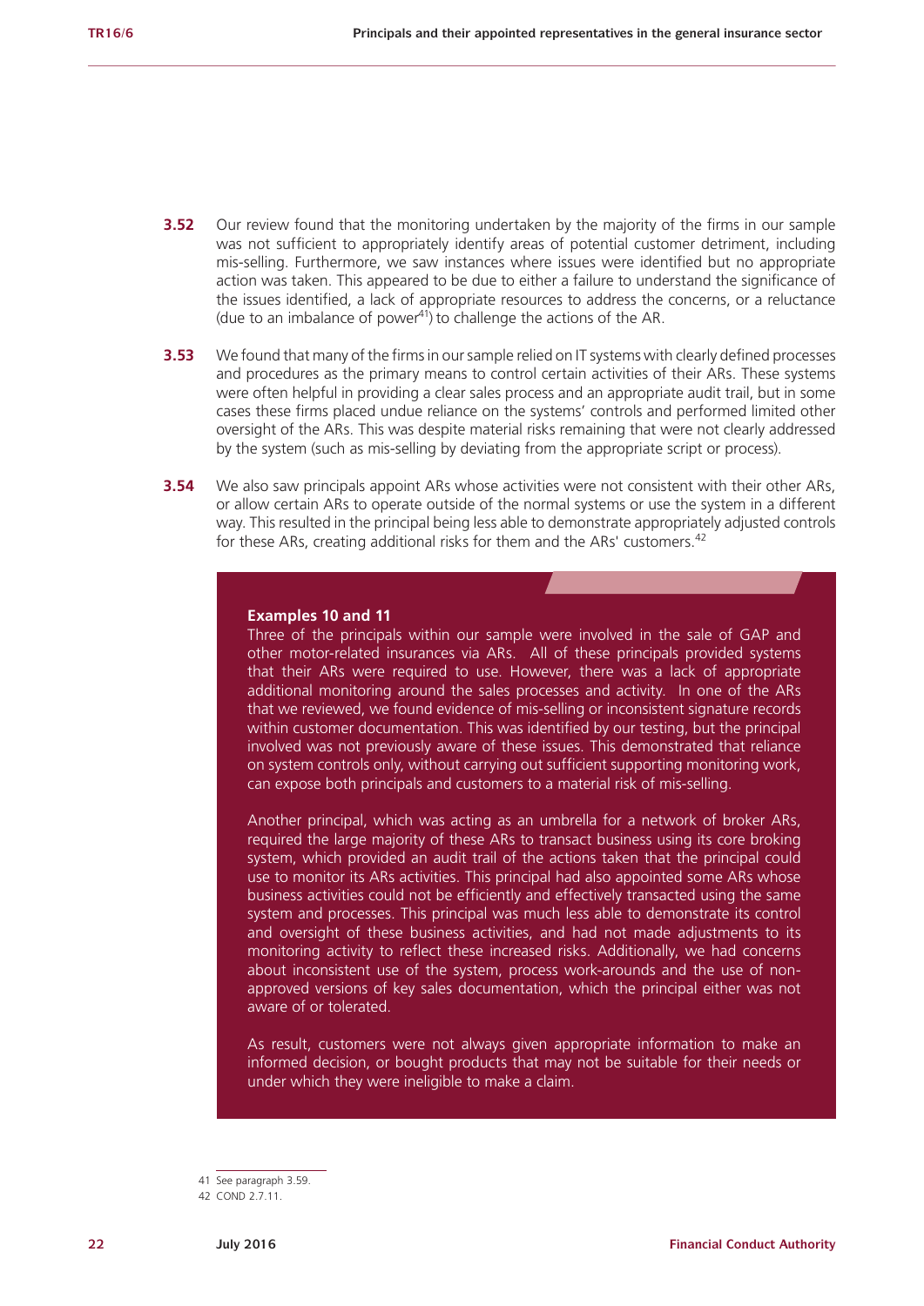**3.52** Our review found that the monitoring undertaken by the majority of the firms in our sample was not sufficient to appropriately identify areas of potential customer detriment, including mis-selling. Furthermore, we saw instances where issues were identified but no appropriate action was taken. This appeared to be due to either a failure to understand the significance of the issues identified, a lack of appropriate resources to address the concerns, or a reluctance (due to an imbalance of power[41]) to challenge the actions of the AR.

**3.53** We found that many of the firms in our sample relied on IT systems with clearly defined processes and procedures as the primary means to control certain activities of their ARs. These systems were often helpful in providing a clear sales process and an appropriate audit trail, but in some cases these firms placed undue reliance on the systems' controls and performed limited other oversight of the ARs. This was despite material risks remaining that were not clearly addressed by the system (such as mis-selling by deviating from the appropriate script or process).

**3.54** We also saw principals appoint ARs whose activities were not consistent with their other ARs, or allow certain ARs to operate outside of the normal systems or use the system in a different way. This resulted in the principal being less able to demonstrate appropriately adjusted controls for these ARs, creating additional risks for them and the ARs' customers.[42]

**Examples 10 and 11**

Three of the principals within our sample were involved in the sale of GAP and other motor-related insurances via ARs. All of these principals provided systems that their ARs were required to use. However, there was a lack of appropriate additional monitoring around the sales processes and activity. In one of the ARs that we reviewed, we found evidence of mis-selling or inconsistent signature records within customer documentation. This was identified by our testing, but the principal involved was not previously aware of these issues. This demonstrated that reliance on system controls only, without carrying out sufficient supporting monitoring work, can expose both principals and customers to a material risk of mis-selling.

Another principal, which was acting as an umbrella for a network of broker ARs, required the large majority of these ARs to transact business using its core broking system, which provided an audit trail of the actions taken that the principal could use to monitor its ARs activities. This principal had also appointed some ARs whose business activities could not be efficiently and effectively transacted using the same system and processes. This principal was much less able to demonstrate its control and oversight of these business activities, and had not made adjustments to its monitoring activity to reflect these increased risks. Additionally, we had concerns about inconsistent use of the system, process work-arounds and the use of non-approved versions of key sales documentation, which the principal either was not aware of or tolerated.

As result, customers were not always given appropriate information to make an informed decision, or bought products that may not be suitable for their needs or under which they were ineligible to make a claim.

---

41 See paragraph 3.59.

42 COND 2.7.11.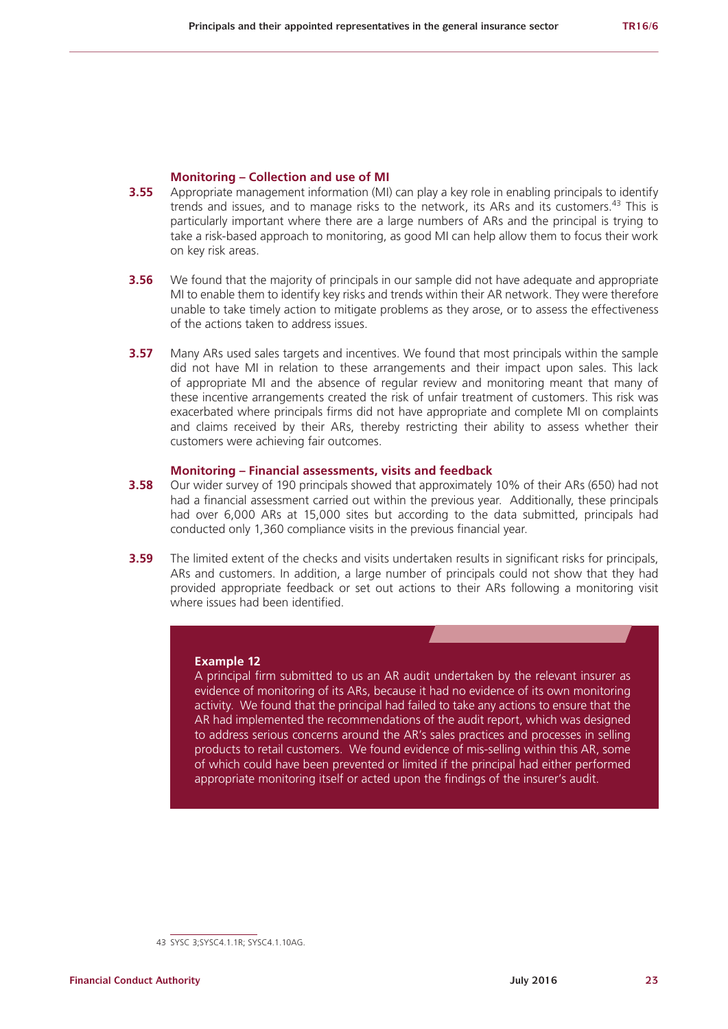### Monitoring – Collection and use of MI

**3.55** Appropriate management information (MI) can play a key role in enabling principals to identify trends and issues, and to manage risks to the network, its ARs and its customers.[43] This is particularly important where there are a large numbers of ARs and the principal is trying to take a risk-based approach to monitoring, as good MI can help allow them to focus their work on key risk areas.

**3.56** We found that the majority of principals in our sample did not have adequate and appropriate MI to enable them to identify key risks and trends within their AR network. They were therefore unable to take timely action to mitigate problems as they arose, or to assess the effectiveness of the actions taken to address issues.

**3.57** Many ARs used sales targets and incentives. We found that most principals within the sample did not have MI in relation to these arrangements and their impact upon sales. This lack of appropriate MI and the absence of regular review and monitoring meant that many of these incentive arrangements created the risk of unfair treatment of customers. This risk was exacerbated where principals firms did not have appropriate and complete MI on complaints and claims received by their ARs, thereby restricting their ability to assess whether their customers were achieving fair outcomes.

### Monitoring – Financial assessments, visits and feedback

**3.58** Our wider survey of 190 principals showed that approximately 10% of their ARs (650) had not had a financial assessment carried out within the previous year. Additionally, these principals had over 6,000 ARs at 15,000 sites but according to the data submitted, principals had conducted only 1,360 compliance visits in the previous financial year.

**3.59** The limited extent of the checks and visits undertaken results in significant risks for principals, ARs and customers. In addition, a large number of principals could not show that they had provided appropriate feedback or set out actions to their ARs following a monitoring visit where issues had been identified.

> **Example 12**
> A principal firm submitted to us an AR audit undertaken by the relevant insurer as evidence of monitoring of its ARs, because it had no evidence of its own monitoring activity. We found that the principal had failed to take any actions to ensure that the AR had implemented the recommendations of the audit report, which was designed to address serious concerns around the AR's sales practices and processes in selling products to retail customers. We found evidence of mis-selling within this AR, some of which could have been prevented or limited if the principal had either performed appropriate monitoring itself or acted upon the findings of the insurer's audit.

---

43 SYSC 3;SYSC4.1.1R; SYSC4.1.10AG.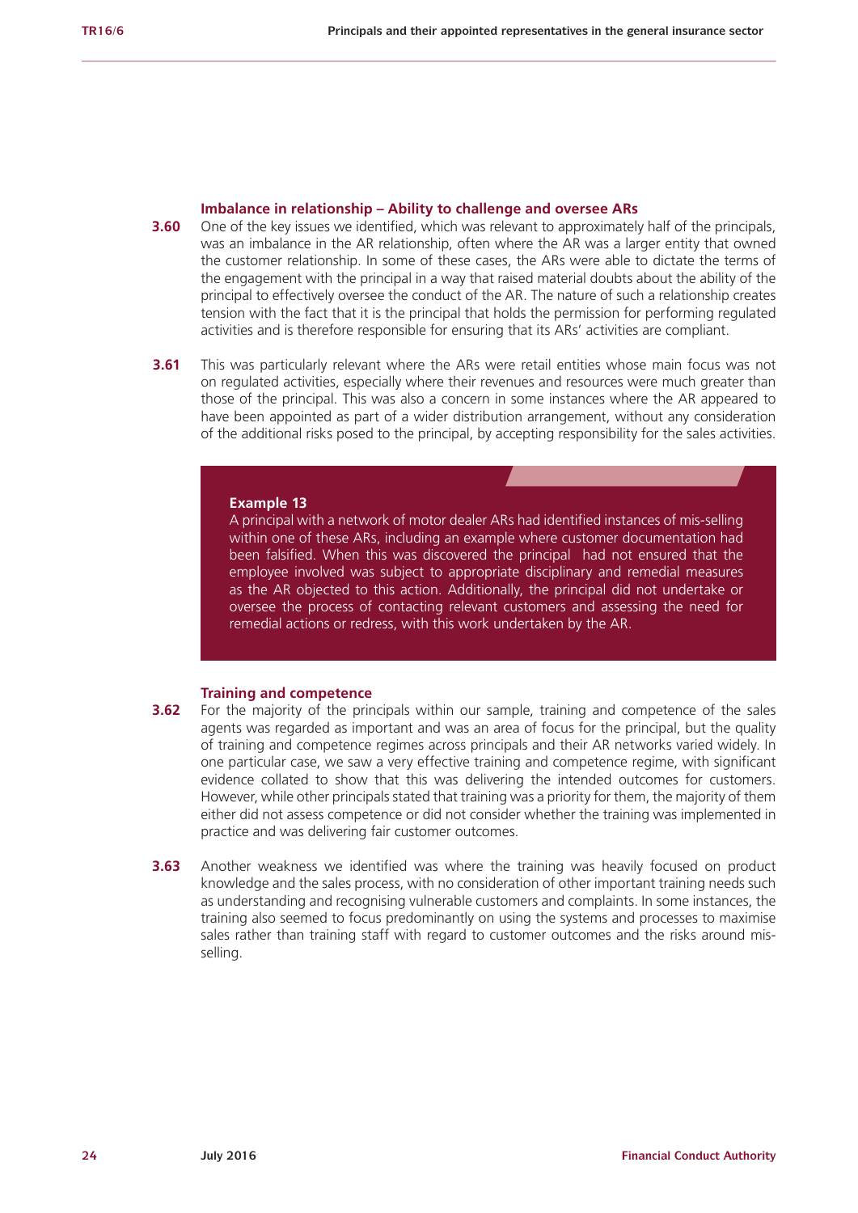### Imbalance in relationship – Ability to challenge and oversee ARs

**3.60** One of the key issues we identified, which was relevant to approximately half of the principals, was an imbalance in the AR relationship, often where the AR was a larger entity that owned the customer relationship. In some of these cases, the ARs were able to dictate the terms of the engagement with the principal in a way that raised material doubts about the ability of the principal to effectively oversee the conduct of the AR. The nature of such a relationship creates tension with the fact that it is the principal that holds the permission for performing regulated activities and is therefore responsible for ensuring that its ARs' activities are compliant.

**3.61** This was particularly relevant where the ARs were retail entities whose main focus was not on regulated activities, especially where their revenues and resources were much greater than those of the principal. This was also a concern in some instances where the AR appeared to have been appointed as part of a wider distribution arrangement, without any consideration of the additional risks posed to the principal, by accepting responsibility for the sales activities.

**Example 13**

A principal with a network of motor dealer ARs had identified instances of mis-selling within one of these ARs, including an example where customer documentation had been falsified. When this was discovered the principal had not ensured that the employee involved was subject to appropriate disciplinary and remedial measures as the AR objected to this action. Additionally, the principal did not undertake or oversee the process of contacting relevant customers and assessing the need for remedial actions or redress, with this work undertaken by the AR.

### Training and competence

**3.62** For the majority of the principals within our sample, training and competence of the sales agents was regarded as important and was an area of focus for the principal, but the quality of training and competence regimes across principals and their AR networks varied widely. In one particular case, we saw a very effective training and competence regime, with significant evidence collated to show that this was delivering the intended outcomes for customers. However, while other principals stated that training was a priority for them, the majority of them either did not assess competence or did not consider whether the training was implemented in practice and was delivering fair customer outcomes.

**3.63** Another weakness we identified was where the training was heavily focused on product knowledge and the sales process, with no consideration of other important training needs such as understanding and recognising vulnerable customers and complaints. In some instances, the training also seemed to focus predominantly on using the systems and processes to maximise sales rather than training staff with regard to customer outcomes and the risks around mis-selling.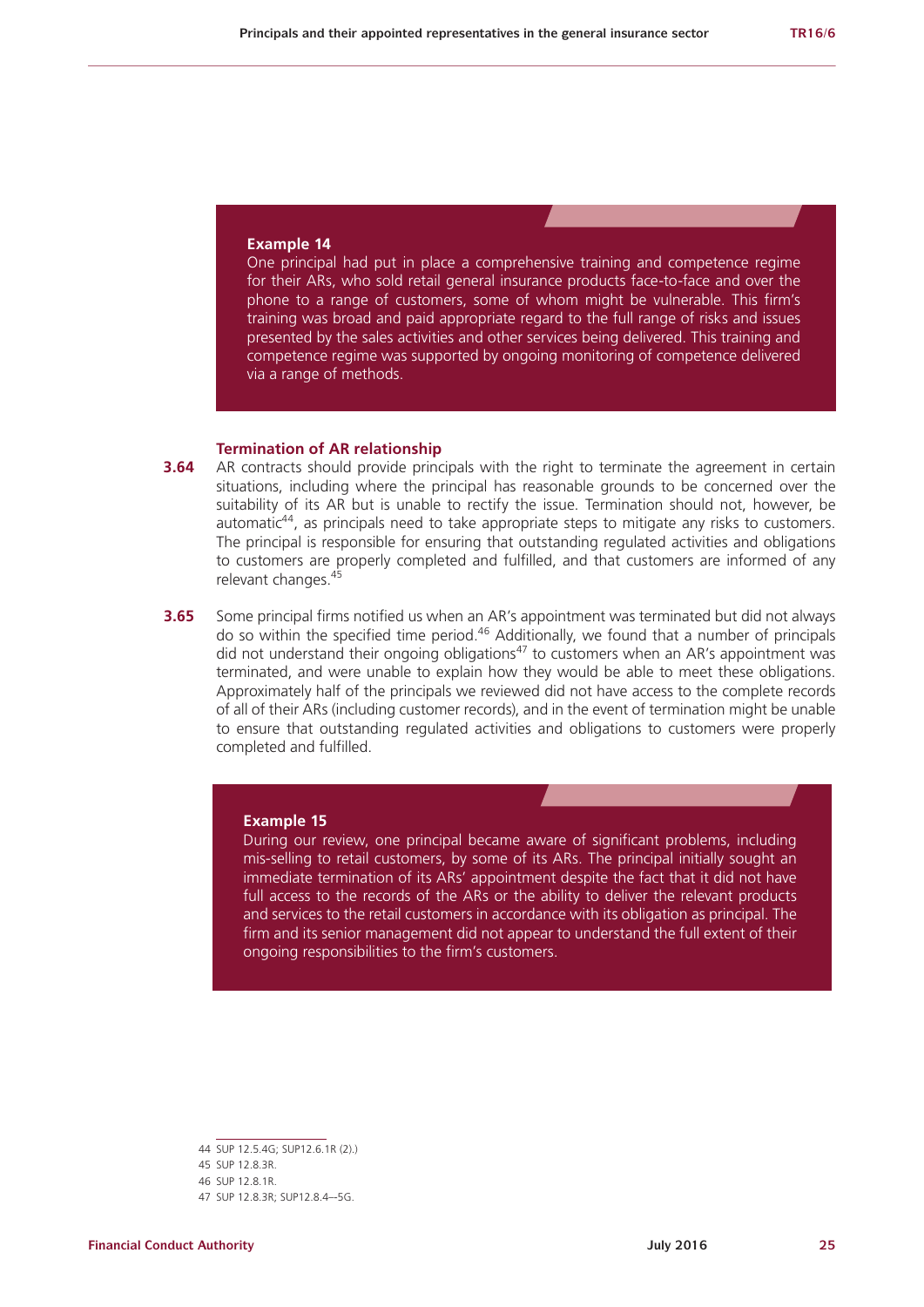**Example 14**

One principal had put in place a comprehensive training and competence regime for their ARs, who sold retail general insurance products face-to-face and over the phone to a range of customers, some of whom might be vulnerable. This firm's training was broad and paid appropriate regard to the full range of risks and issues presented by the sales activities and other services being delivered. This training and competence regime was supported by ongoing monitoring of competence delivered via a range of methods.

### Termination of AR relationship

**3.64** AR contracts should provide principals with the right to terminate the agreement in certain situations, including where the principal has reasonable grounds to be concerned over the suitability of its AR but is unable to rectify the issue. Termination should not, however, be automatic[44], as principals need to take appropriate steps to mitigate any risks to customers. The principal is responsible for ensuring that outstanding regulated activities and obligations to customers are properly completed and fulfilled, and that customers are informed of any relevant changes.[45]

**3.65** Some principal firms notified us when an AR's appointment was terminated but did not always do so within the specified time period.[46] Additionally, we found that a number of principals did not understand their ongoing obligations[47] to customers when an AR's appointment was terminated, and were unable to explain how they would be able to meet these obligations. Approximately half of the principals we reviewed did not have access to the complete records of all of their ARs (including customer records), and in the event of termination might be unable to ensure that outstanding regulated activities and obligations to customers were properly completed and fulfilled.

**Example 15**

During our review, one principal became aware of significant problems, including mis-selling to retail customers, by some of its ARs. The principal initially sought an immediate termination of its ARs' appointment despite the fact that it did not have full access to the records of the ARs or the ability to deliver the relevant products and services to the retail customers in accordance with its obligation as principal. The firm and its senior management did not appear to understand the full extent of their ongoing responsibilities to the firm's customers.

---

44 SUP 12.5.4G; SUP12.6.1R (2).)

45 SUP 12.8.3R.

46 SUP 12.8.1R.

47 SUP 12.8.3R; SUP12.8.4--5G.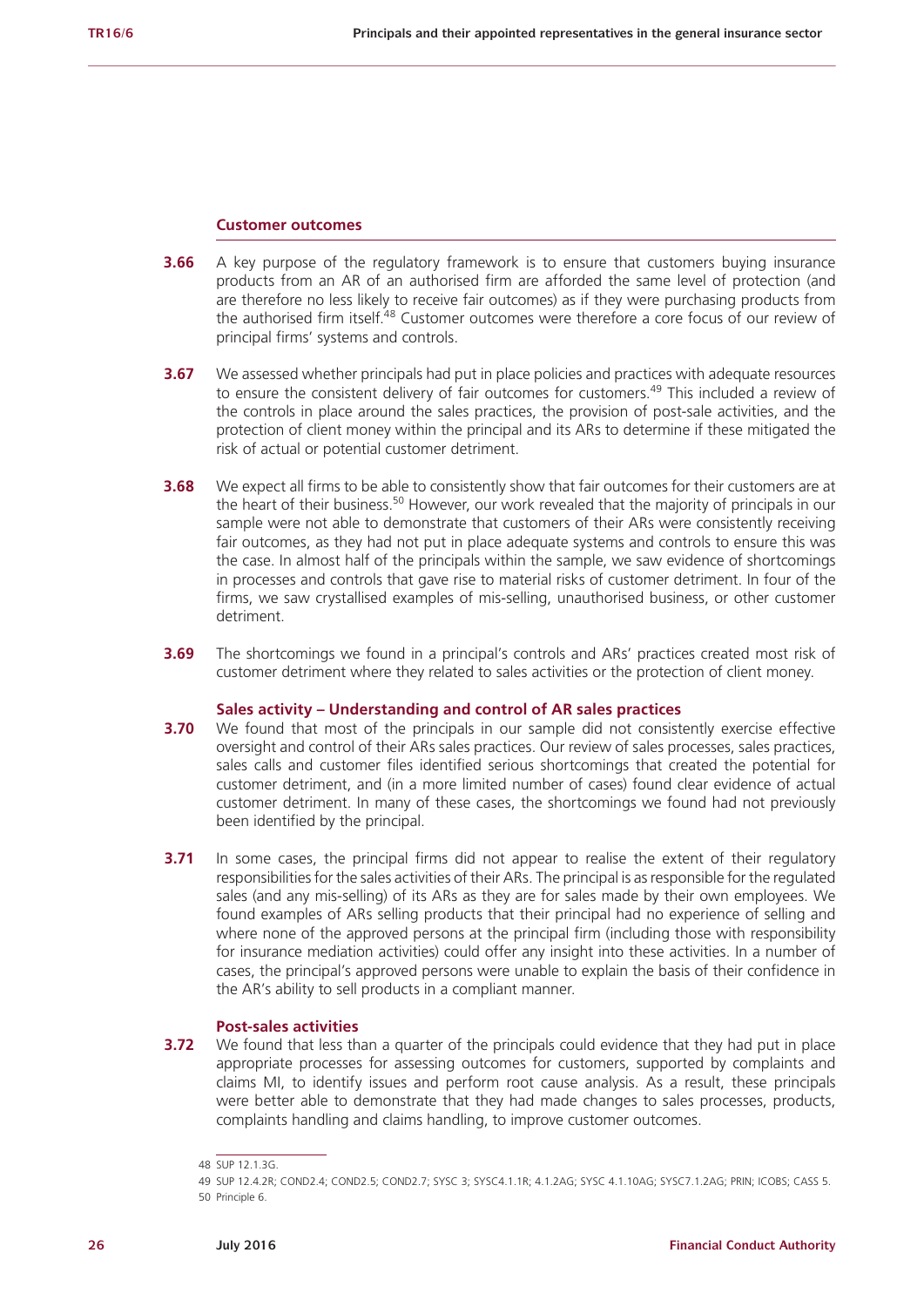### Customer outcomes

**3.66** A key purpose of the regulatory framework is to ensure that customers buying insurance products from an AR of an authorised firm are afforded the same level of protection (and are therefore no less likely to receive fair outcomes) as if they were purchasing products from the authorised firm itself.[48] Customer outcomes were therefore a core focus of our review of principal firms' systems and controls.

**3.67** We assessed whether principals had put in place policies and practices with adequate resources to ensure the consistent delivery of fair outcomes for customers.[49] This included a review of the controls in place around the sales practices, the provision of post-sale activities, and the protection of client money within the principal and its ARs to determine if these mitigated the risk of actual or potential customer detriment.

**3.68** We expect all firms to be able to consistently show that fair outcomes for their customers are at the heart of their business.[50] However, our work revealed that the majority of principals in our sample were not able to demonstrate that customers of their ARs were consistently receiving fair outcomes, as they had not put in place adequate systems and controls to ensure this was the case. In almost half of the principals within the sample, we saw evidence of shortcomings in processes and controls that gave rise to material risks of customer detriment. In four of the firms, we saw crystallised examples of mis-selling, unauthorised business, or other customer detriment.

**3.69** The shortcomings we found in a principal's controls and ARs' practices created most risk of customer detriment where they related to sales activities or the protection of client money.

#### Sales activity – Understanding and control of AR sales practices

**3.70** We found that most of the principals in our sample did not consistently exercise effective oversight and control of their ARs sales practices. Our review of sales processes, sales practices, sales calls and customer files identified serious shortcomings that created the potential for customer detriment, and (in a more limited number of cases) found clear evidence of actual customer detriment. In many of these cases, the shortcomings we found had not previously been identified by the principal.

**3.71** In some cases, the principal firms did not appear to realise the extent of their regulatory responsibilities for the sales activities of their ARs. The principal is as responsible for the regulated sales (and any mis-selling) of its ARs as they are for sales made by their own employees. We found examples of ARs selling products that their principal had no experience of selling and where none of the approved persons at the principal firm (including those with responsibility for insurance mediation activities) could offer any insight into these activities. In a number of cases, the principal's approved persons were unable to explain the basis of their confidence in the AR's ability to sell products in a compliant manner.

#### Post-sales activities

**3.72** We found that less than a quarter of the principals could evidence that they had put in place appropriate processes for assessing outcomes for customers, supported by complaints and claims MI, to identify issues and perform root cause analysis. As a result, these principals were better able to demonstrate that they had made changes to sales processes, products, complaints handling and claims handling, to improve customer outcomes.

---

48 SUP 12.1.3G.

49 SUP 12.4.2R; COND2.4; COND2.5; COND2.7; SYSC 3; SYSC4.1.1R; 4.1.2AG; SYSC 4.1.10AG; SYSC7.1.2AG; PRIN; ICOBS; CASS 5.

50 Principle 6.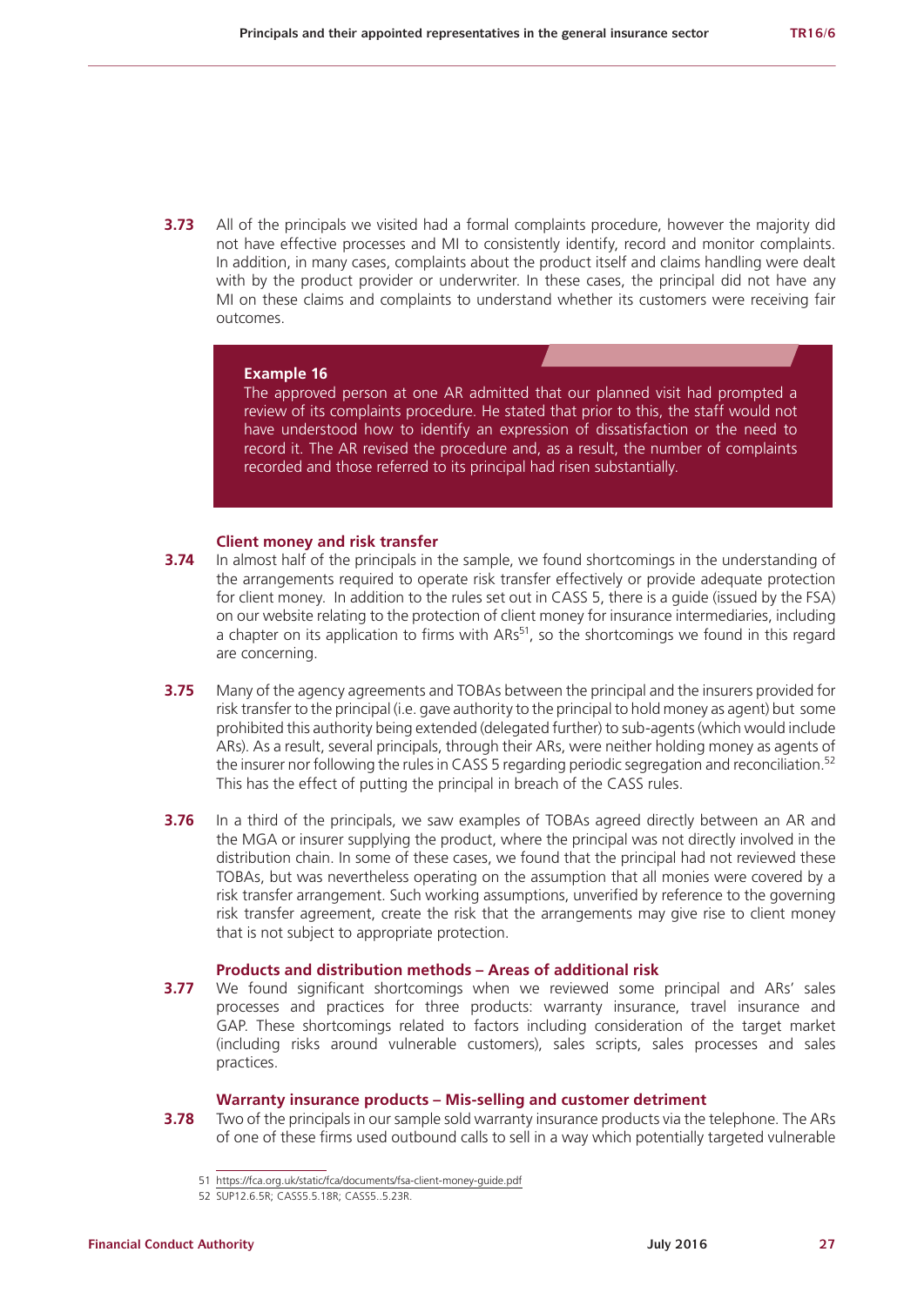**3.73** All of the principals we visited had a formal complaints procedure, however the majority did not have effective processes and MI to consistently identify, record and monitor complaints. In addition, in many cases, complaints about the product itself and claims handling were dealt with by the product provider or underwriter. In these cases, the principal did not have any MI on these claims and complaints to understand whether its customers were receiving fair outcomes.

> **Example 16**
> The approved person at one AR admitted that our planned visit had prompted a review of its complaints procedure. He stated that prior to this, the staff would not have understood how to identify an expression of dissatisfaction or the need to record it. The AR revised the procedure and, as a result, the number of complaints recorded and those referred to its principal had risen substantially.

### Client money and risk transfer

**3.74** In almost half of the principals in the sample, we found shortcomings in the understanding of the arrangements required to operate risk transfer effectively or provide adequate protection for client money. In addition to the rules set out in CASS 5, there is a guide (issued by the FSA) on our website relating to the protection of client money for insurance intermediaries, including a chapter on its application to firms with ARs[51], so the shortcomings we found in this regard are concerning.

**3.75** Many of the agency agreements and TOBAs between the principal and the insurers provided for risk transfer to the principal (i.e. gave authority to the principal to hold money as agent) but some prohibited this authority being extended (delegated further) to sub-agents (which would include ARs). As a result, several principals, through their ARs, were neither holding money as agents of the insurer nor following the rules in CASS 5 regarding periodic segregation and reconciliation.[52] This has the effect of putting the principal in breach of the CASS rules.

**3.76** In a third of the principals, we saw examples of TOBAs agreed directly between an AR and the MGA or insurer supplying the product, where the principal was not directly involved in the distribution chain. In some of these cases, we found that the principal had not reviewed these TOBAs, but was nevertheless operating on the assumption that all monies were covered by a risk transfer arrangement. Such working assumptions, unverified by reference to the governing risk transfer agreement, create the risk that the arrangements may give rise to client money that is not subject to appropriate protection.

### Products and distribution methods – Areas of additional risk

**3.77** We found significant shortcomings when we reviewed some principal and ARs' sales processes and practices for three products: warranty insurance, travel insurance and GAP. These shortcomings related to factors including consideration of the target market (including risks around vulnerable customers), sales scripts, sales processes and sales practices.

### Warranty insurance products – Mis-selling and customer detriment

**3.78** Two of the principals in our sample sold warranty insurance products via the telephone. The ARs of one of these firms used outbound calls to sell in a way which potentially targeted vulnerable

---

51 https://fca.org.uk/static/fca/documents/fsa-client-money-guide.pdf

52 SUP12.6.5R; CASS5.5.18R; CASS5..5.23R.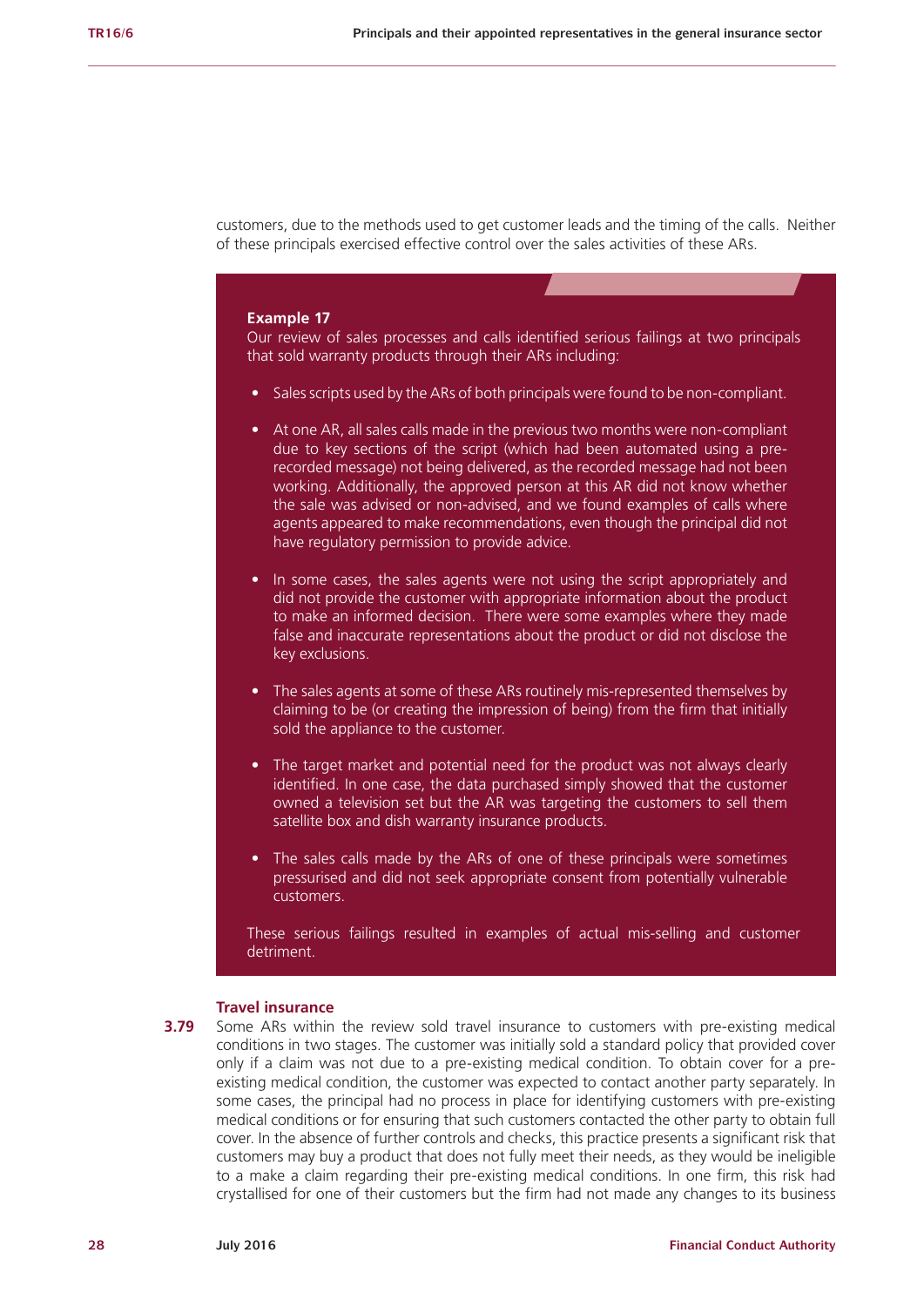customers, due to the methods used to get customer leads and the timing of the calls. Neither of these principals exercised effective control over the sales activities of these ARs.

**Example 17**

Our review of sales processes and calls identified serious failings at two principals that sold warranty products through their ARs including:

- Sales scripts used by the ARs of both principals were found to be non-compliant.
- At one AR, all sales calls made in the previous two months were non-compliant due to key sections of the script (which had been automated using a pre-recorded message) not being delivered, as the recorded message had not been working. Additionally, the approved person at this AR did not know whether the sale was advised or non-advised, and we found examples of calls where agents appeared to make recommendations, even though the principal did not have regulatory permission to provide advice.
- In some cases, the sales agents were not using the script appropriately and did not provide the customer with appropriate information about the product to make an informed decision. There were some examples where they made false and inaccurate representations about the product or did not disclose the key exclusions.
- The sales agents at some of these ARs routinely mis-represented themselves by claiming to be (or creating the impression of being) from the firm that initially sold the appliance to the customer.
- The target market and potential need for the product was not always clearly identified. In one case, the data purchased simply showed that the customer owned a television set but the AR was targeting the customers to sell them satellite box and dish warranty insurance products.
- The sales calls made by the ARs of one of these principals were sometimes pressurised and did not seek appropriate consent from potentially vulnerable customers.

These serious failings resulted in examples of actual mis-selling and customer detriment.

**Travel insurance**

**3.79** Some ARs within the review sold travel insurance to customers with pre-existing medical conditions in two stages. The customer was initially sold a standard policy that provided cover only if a claim was not due to a pre-existing medical condition. To obtain cover for a pre-existing medical condition, the customer was expected to contact another party separately. In some cases, the principal had no process in place for identifying customers with pre-existing medical conditions or for ensuring that such customers contacted the other party to obtain full cover. In the absence of further controls and checks, this practice presents a significant risk that customers may buy a product that does not fully meet their needs, as they would be ineligible to a make a claim regarding their pre-existing medical conditions. In one firm, this risk had crystallised for one of their customers but the firm had not made any changes to its business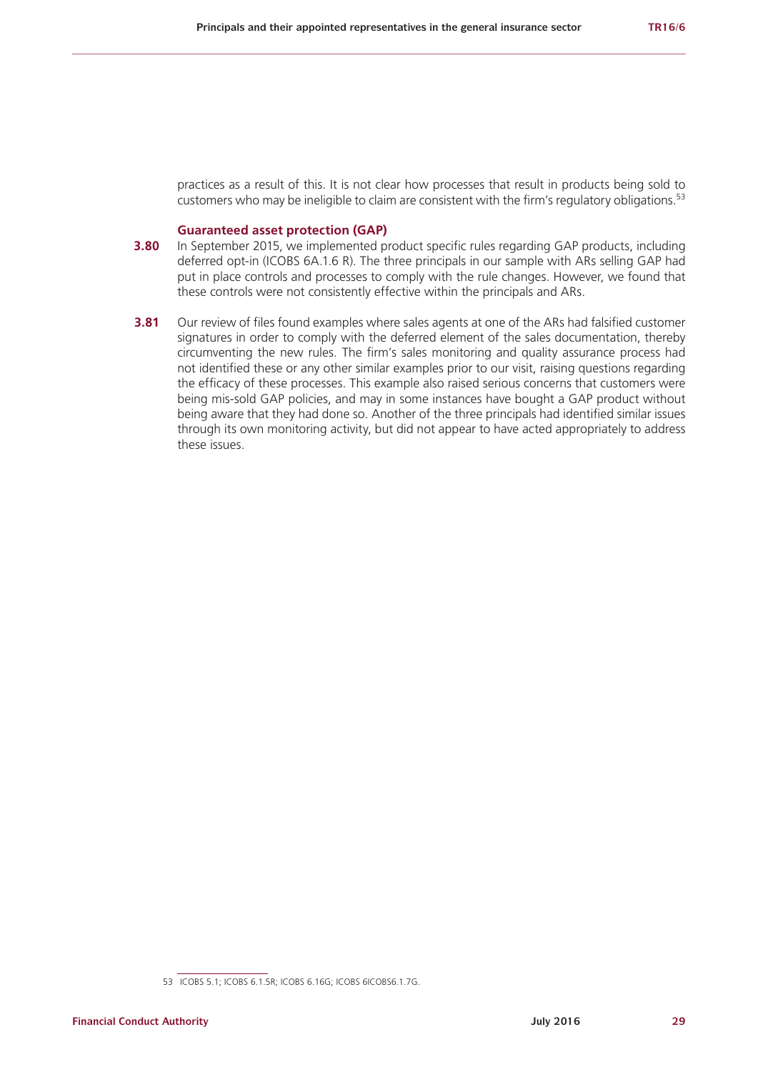practices as a result of this. It is not clear how processes that result in products being sold to customers who may be ineligible to claim are consistent with the firm's regulatory obligations.[53]

### Guaranteed asset protection (GAP)

**3.80** In September 2015, we implemented product specific rules regarding GAP products, including deferred opt-in (ICOBS 6A.1.6 R). The three principals in our sample with ARs selling GAP had put in place controls and processes to comply with the rule changes. However, we found that these controls were not consistently effective within the principals and ARs.

**3.81** Our review of files found examples where sales agents at one of the ARs had falsified customer signatures in order to comply with the deferred element of the sales documentation, thereby circumventing the new rules. The firm's sales monitoring and quality assurance process had not identified these or any other similar examples prior to our visit, raising questions regarding the efficacy of these processes. This example also raised serious concerns that customers were being mis-sold GAP policies, and may in some instances have bought a GAP product without being aware that they had done so. Another of the three principals had identified similar issues through its own monitoring activity, but did not appear to have acted appropriately to address these issues.

53 ICOBS 5.1; ICOBS 6.1.5R; ICOBS 6.16G; ICOBS 6ICOBS6.1.7G.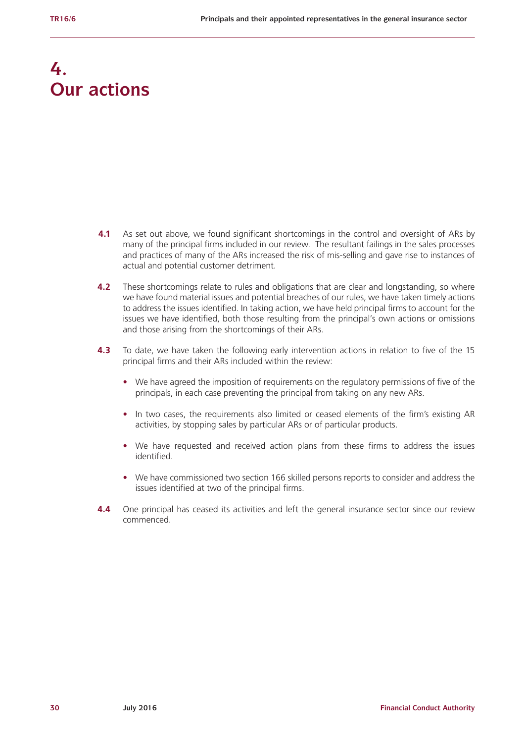# 4. Our actions

**4.1** As set out above, we found significant shortcomings in the control and oversight of ARs by many of the principal firms included in our review. The resultant failings in the sales processes and practices of many of the ARs increased the risk of mis-selling and gave rise to instances of actual and potential customer detriment.

**4.2** These shortcomings relate to rules and obligations that are clear and longstanding, so where we have found material issues and potential breaches of our rules, we have taken timely actions to address the issues identified. In taking action, we have held principal firms to account for the issues we have identified, both those resulting from the principal's own actions or omissions and those arising from the shortcomings of their ARs.

**4.3** To date, we have taken the following early intervention actions in relation to five of the 15 principal firms and their ARs included within the review:

- We have agreed the imposition of requirements on the regulatory permissions of five of the principals, in each case preventing the principal from taking on any new ARs.
- In two cases, the requirements also limited or ceased elements of the firm's existing AR activities, by stopping sales by particular ARs or of particular products.
- We have requested and received action plans from these firms to address the issues identified.
- We have commissioned two section 166 skilled persons reports to consider and address the issues identified at two of the principal firms.

**4.4** One principal has ceased its activities and left the general insurance sector since our review commenced.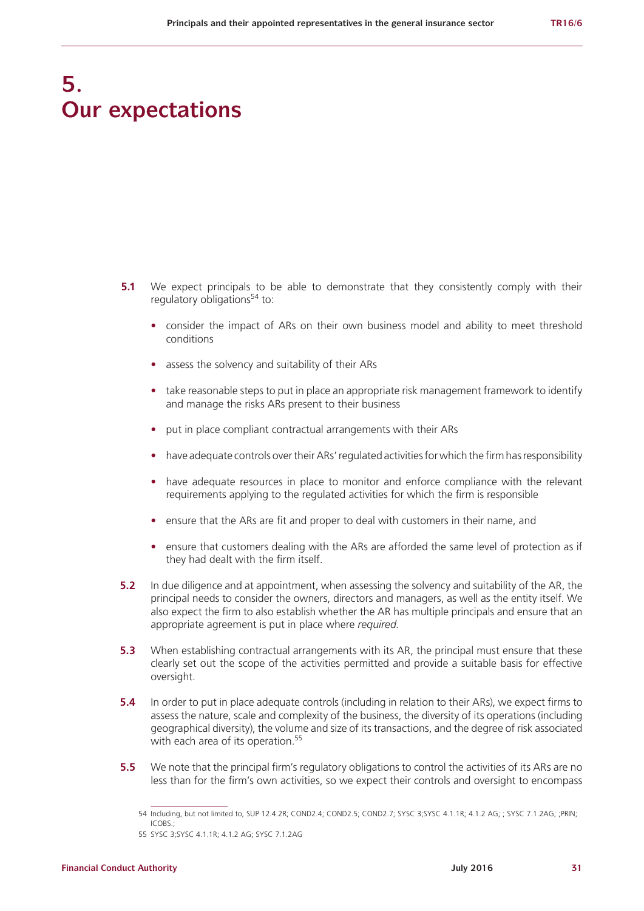# 5. Our expectations

**5.1** We expect principals to be able to demonstrate that they consistently comply with their regulatory obligations[54] to:

- consider the impact of ARs on their own business model and ability to meet threshold conditions
- assess the solvency and suitability of their ARs
- take reasonable steps to put in place an appropriate risk management framework to identify and manage the risks ARs present to their business
- put in place compliant contractual arrangements with their ARs
- have adequate controls over their ARs' regulated activities for which the firm has responsibility
- have adequate resources in place to monitor and enforce compliance with the relevant requirements applying to the regulated activities for which the firm is responsible
- ensure that the ARs are fit and proper to deal with customers in their name, and
- ensure that customers dealing with the ARs are afforded the same level of protection as if they had dealt with the firm itself.

**5.2** In due diligence and at appointment, when assessing the solvency and suitability of the AR, the principal needs to consider the owners, directors and managers, as well as the entity itself. We also expect the firm to also establish whether the AR has multiple principals and ensure that an appropriate agreement is put in place where *required.*

**5.3** When establishing contractual arrangements with its AR, the principal must ensure that these clearly set out the scope of the activities permitted and provide a suitable basis for effective oversight.

**5.4** In order to put in place adequate controls (including in relation to their ARs), we expect firms to assess the nature, scale and complexity of the business, the diversity of its operations (including geographical diversity), the volume and size of its transactions, and the degree of risk associated with each area of its operation.[55]

**5.5** We note that the principal firm's regulatory obligations to control the activities of its ARs are no less than for the firm's own activities, so we expect their controls and oversight to encompass

---

54 Including, but not limited to, SUP 12.4.2R; COND2.4; COND2.5; COND2.7; SYSC 3;SYSC 4.1.1R; 4.1.2 AG; ; SYSC 7.1.2AG; ;PRIN; ICOBS.;

55 SYSC 3;SYSC 4.1.1R; 4.1.2 AG; SYSC 7.1.2AG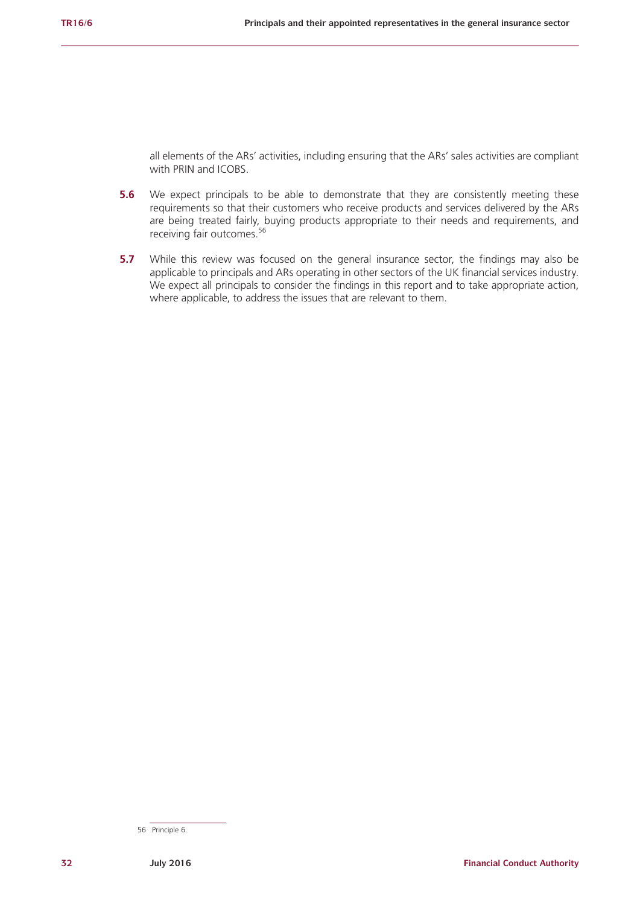all elements of the ARs' activities, including ensuring that the ARs' sales activities are compliant with PRIN and ICOBS.

**5.6** We expect principals to be able to demonstrate that they are consistently meeting these requirements so that their customers who receive products and services delivered by the ARs are being treated fairly, buying products appropriate to their needs and requirements, and receiving fair outcomes.[56]

**5.7** While this review was focused on the general insurance sector, the findings may also be applicable to principals and ARs operating in other sectors of the UK financial services industry. We expect all principals to consider the findings in this report and to take appropriate action, where applicable, to address the issues that are relevant to them.

56 Principle 6.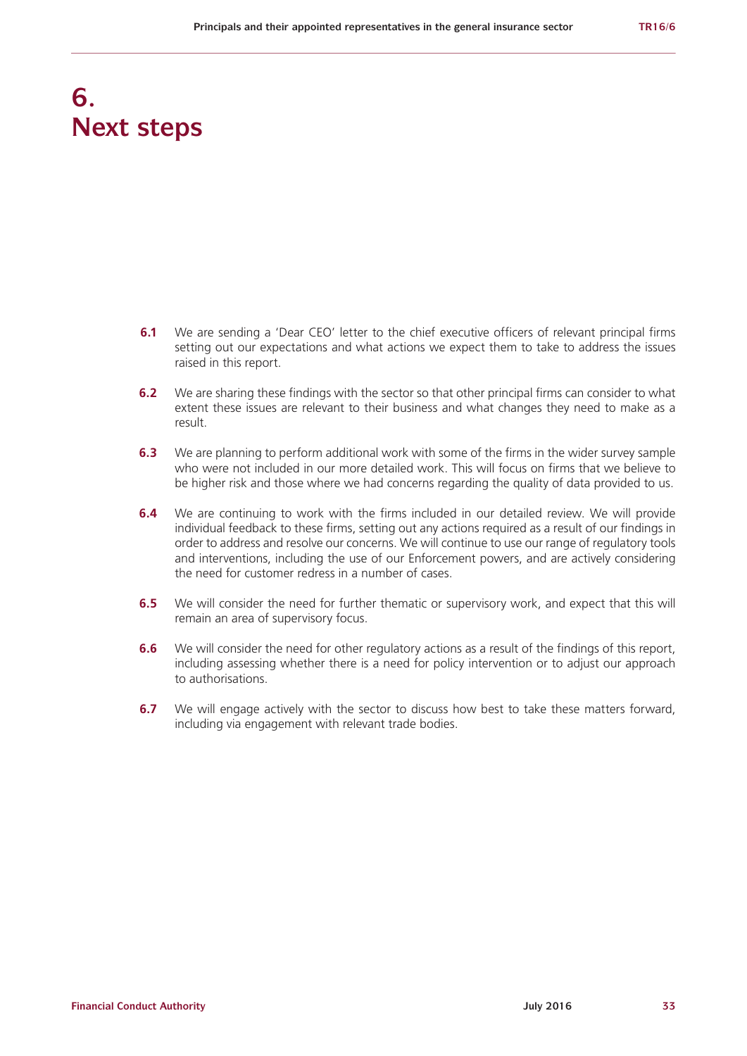# 6. Next steps

**6.1** We are sending a 'Dear CEO' letter to the chief executive officers of relevant principal firms setting out our expectations and what actions we expect them to take to address the issues raised in this report.

**6.2** We are sharing these findings with the sector so that other principal firms can consider to what extent these issues are relevant to their business and what changes they need to make as a result.

**6.3** We are planning to perform additional work with some of the firms in the wider survey sample who were not included in our more detailed work. This will focus on firms that we believe to be higher risk and those where we had concerns regarding the quality of data provided to us.

**6.4** We are continuing to work with the firms included in our detailed review. We will provide individual feedback to these firms, setting out any actions required as a result of our findings in order to address and resolve our concerns. We will continue to use our range of regulatory tools and interventions, including the use of our Enforcement powers, and are actively considering the need for customer redress in a number of cases.

**6.5** We will consider the need for further thematic or supervisory work, and expect that this will remain an area of supervisory focus.

**6.6** We will consider the need for other regulatory actions as a result of the findings of this report, including assessing whether there is a need for policy intervention or to adjust our approach to authorisations.

**6.7** We will engage actively with the sector to discuss how best to take these matters forward, including via engagement with relevant trade bodies.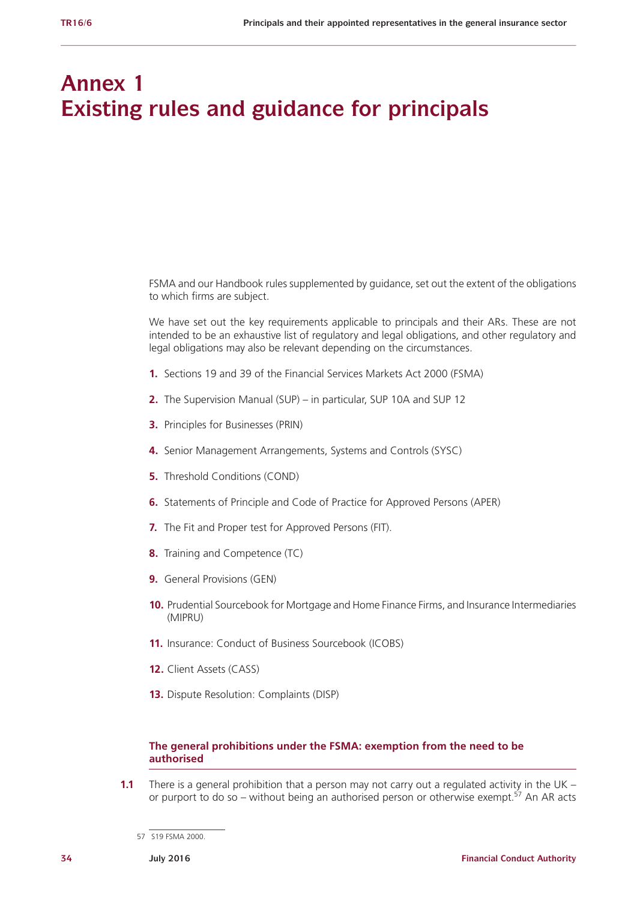# Annex 1 Existing rules and guidance for principals

FSMA and our Handbook rules supplemented by guidance, set out the extent of the obligations to which firms are subject.

We have set out the key requirements applicable to principals and their ARs. These are not intended to be an exhaustive list of regulatory and legal obligations, and other regulatory and legal obligations may also be relevant depending on the circumstances.

1. Sections 19 and 39 of the Financial Services Markets Act 2000 (FSMA)
2. The Supervision Manual (SUP) – in particular, SUP 10A and SUP 12
3. Principles for Businesses (PRIN)
4. Senior Management Arrangements, Systems and Controls (SYSC)
5. Threshold Conditions (COND)
6. Statements of Principle and Code of Practice for Approved Persons (APER)
7. The Fit and Proper test for Approved Persons (FIT).
8. Training and Competence (TC)
9. General Provisions (GEN)
10. Prudential Sourcebook for Mortgage and Home Finance Firms, and Insurance Intermediaries (MIPRU)
11. Insurance: Conduct of Business Sourcebook (ICOBS)
12. Client Assets (CASS)
13. Dispute Resolution: Complaints (DISP)

## The general prohibitions under the FSMA: exemption from the need to be authorised

**1.1** There is a general prohibition that a person may not carry out a regulated activity in the UK – or purport to do so – without being an authorised person or otherwise exempt.[57] An AR acts

[57] S19 FSMA 2000.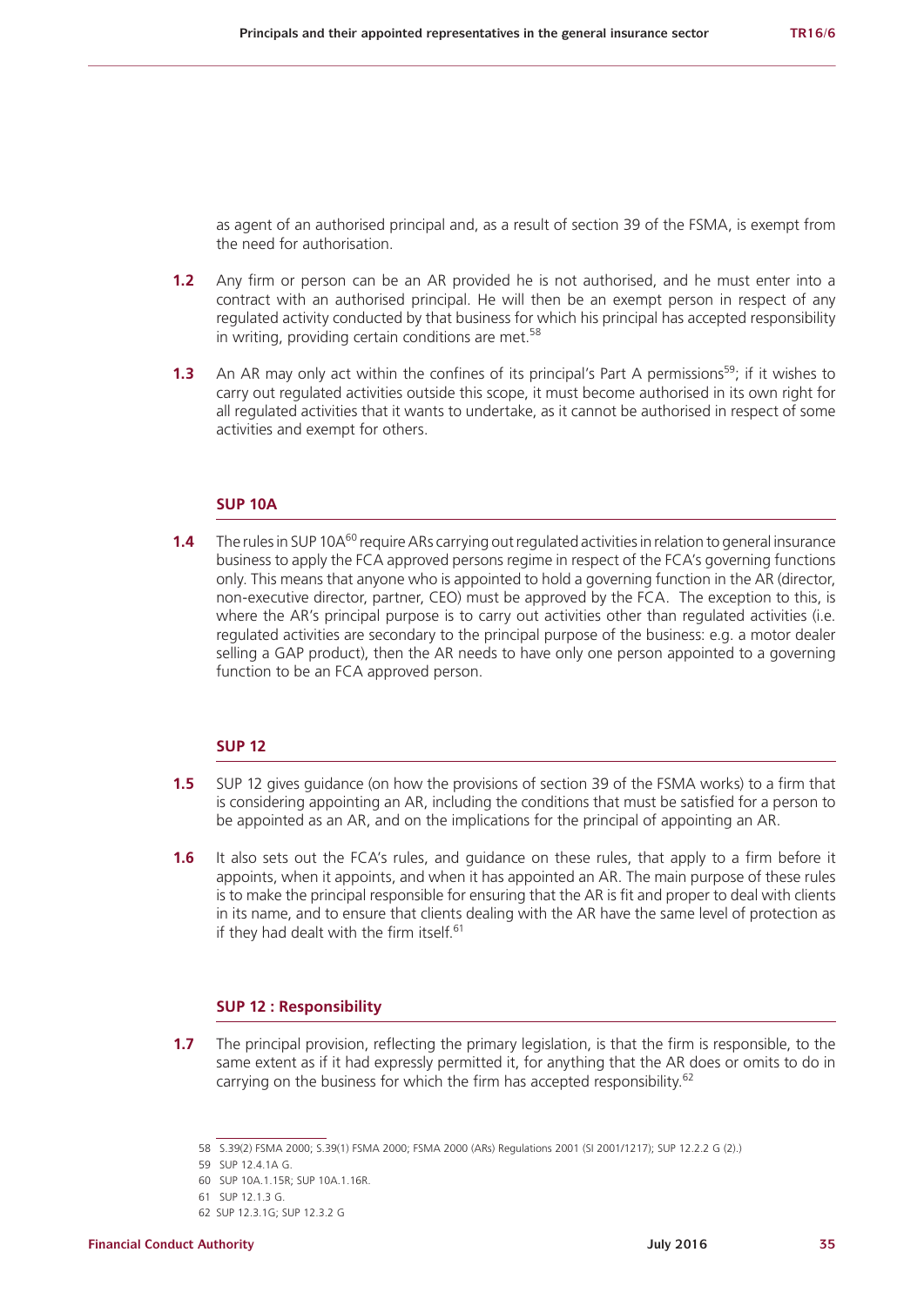as agent of an authorised principal and, as a result of section 39 of the FSMA, is exempt from the need for authorisation.

**1.2** Any firm or person can be an AR provided he is not authorised, and he must enter into a contract with an authorised principal. He will then be an exempt person in respect of any regulated activity conducted by that business for which his principal has accepted responsibility in writing, providing certain conditions are met.[58]

**1.3** An AR may only act within the confines of its principal's Part A permissions[59]; if it wishes to carry out regulated activities outside this scope, it must become authorised in its own right for all regulated activities that it wants to undertake, as it cannot be authorised in respect of some activities and exempt for others.

### SUP 10A

**1.4** The rules in SUP 10A[60] require ARs carrying out regulated activities in relation to general insurance business to apply the FCA approved persons regime in respect of the FCA's governing functions only. This means that anyone who is appointed to hold a governing function in the AR (director, non-executive director, partner, CEO) must be approved by the FCA. The exception to this, is where the AR's principal purpose is to carry out activities other than regulated activities (i.e. regulated activities are secondary to the principal purpose of the business: e.g. a motor dealer selling a GAP product), then the AR needs to have only one person appointed to a governing function to be an FCA approved person.

### SUP 12

**1.5** SUP 12 gives guidance (on how the provisions of section 39 of the FSMA works) to a firm that is considering appointing an AR, including the conditions that must be satisfied for a person to be appointed as an AR, and on the implications for the principal of appointing an AR.

**1.6** It also sets out the FCA's rules, and guidance on these rules, that apply to a firm before it appoints, when it appoints, and when it has appointed an AR. The main purpose of these rules is to make the principal responsible for ensuring that the AR is fit and proper to deal with clients in its name, and to ensure that clients dealing with the AR have the same level of protection as if they had dealt with the firm itself.[61]

### SUP 12 : Responsibility

**1.7** The principal provision, reflecting the primary legislation, is that the firm is responsible, to the same extent as if it had expressly permitted it, for anything that the AR does or omits to do in carrying on the business for which the firm has accepted responsibility.[62]

---

58 S.39(2) FSMA 2000; S.39(1) FSMA 2000; FSMA 2000 (ARs) Regulations 2001 (SI 2001/1217); SUP 12.2.2 G (2).)

59 SUP 12.4.1A G.

60 SUP 10A.1.15R; SUP 10A.1.16R.

61 SUP 12.1.3 G.

62 SUP 12.3.1G; SUP 12.3.2 G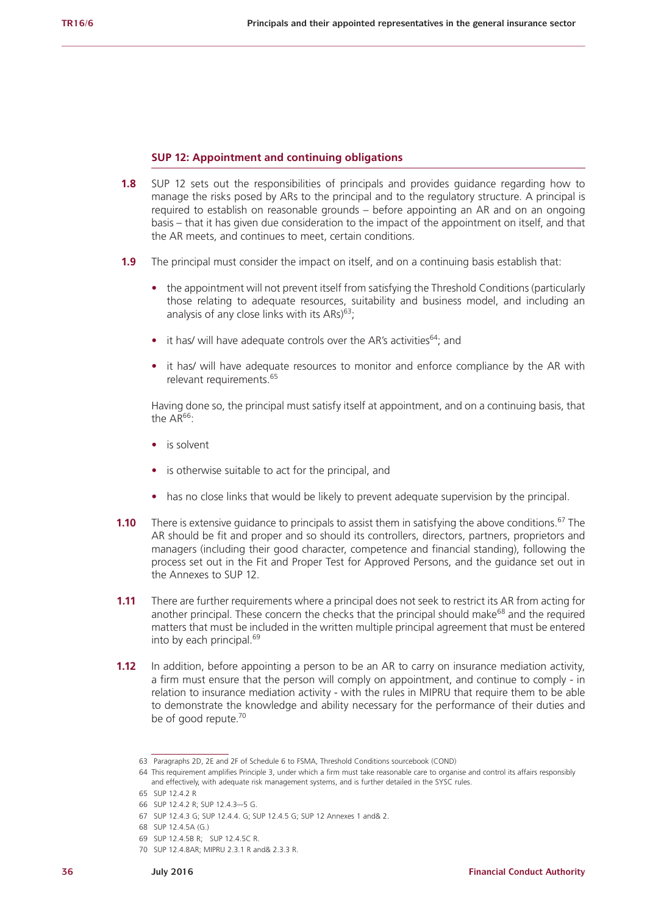### SUP 12: Appointment and continuing obligations

**1.8** SUP 12 sets out the responsibilities of principals and provides guidance regarding how to manage the risks posed by ARs to the principal and to the regulatory structure. A principal is required to establish on reasonable grounds – before appointing an AR and on an ongoing basis – that it has given due consideration to the impact of the appointment on itself, and that the AR meets, and continues to meet, certain conditions.

**1.9** The principal must consider the impact on itself, and on a continuing basis establish that:

- the appointment will not prevent itself from satisfying the Threshold Conditions (particularly those relating to adequate resources, suitability and business model, and including an analysis of any close links with its ARs)[63];
- it has/ will have adequate controls over the AR's activities[64]; and
- it has/ will have adequate resources to monitor and enforce compliance by the AR with relevant requirements.[65]

Having done so, the principal must satisfy itself at appointment, and on a continuing basis, that the AR[66]:

- is solvent
- is otherwise suitable to act for the principal, and
- has no close links that would be likely to prevent adequate supervision by the principal.

**1.10** There is extensive guidance to principals to assist them in satisfying the above conditions.[67] The AR should be fit and proper and so should its controllers, directors, partners, proprietors and managers (including their good character, competence and financial standing), following the process set out in the Fit and Proper Test for Approved Persons, and the guidance set out in the Annexes to SUP 12.

**1.11** There are further requirements where a principal does not seek to restrict its AR from acting for another principal. These concern the checks that the principal should make[68] and the required matters that must be included in the written multiple principal agreement that must be entered into by each principal.[69]

**1.12** In addition, before appointing a person to be an AR to carry on insurance mediation activity, a firm must ensure that the person will comply on appointment, and continue to comply - in relation to insurance mediation activity - with the rules in MIPRU that require them to be able to demonstrate the knowledge and ability necessary for the performance of their duties and be of good repute.[70]

---

63 Paragraphs 2D, 2E and 2F of Schedule 6 to FSMA, Threshold Conditions sourcebook (COND)

64 This requirement amplifies Principle 3, under which a firm must take reasonable care to organise and control its affairs responsibly and effectively, with adequate risk management systems, and is further detailed in the SYSC rules.

65 SUP 12.4.2 R

66 SUP 12.4.2 R; SUP 12.4.3—5 G.

67 SUP 12.4.3 G; SUP 12.4.4. G; SUP 12.4.5 G; SUP 12 Annexes 1 and& 2.

68 SUP 12.4.5A (G.)

69 SUP 12.4.5B R; SUP 12.4.5C R.

70 SUP 12.4.8AR; MIPRU 2.3.1 R and& 2.3.3 R.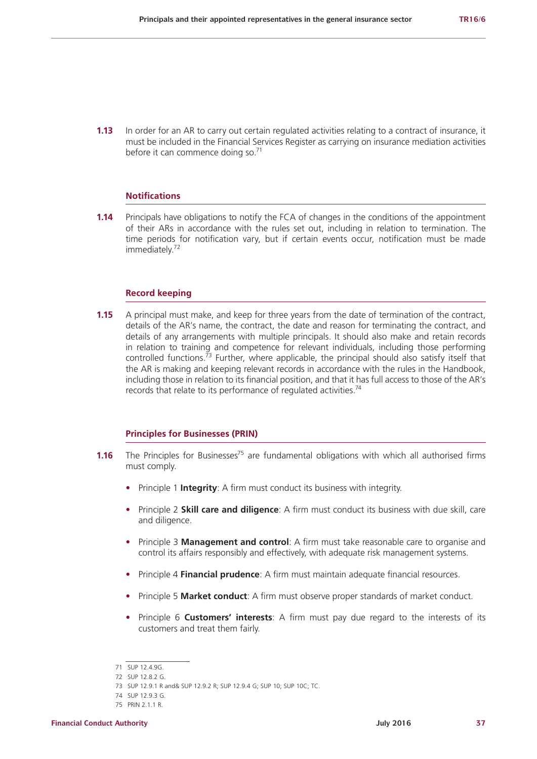**1.13** In order for an AR to carry out certain regulated activities relating to a contract of insurance, it must be included in the Financial Services Register as carrying on insurance mediation activities before it can commence doing so.[71]

### Notifications

**1.14** Principals have obligations to notify the FCA of changes in the conditions of the appointment of their ARs in accordance with the rules set out, including in relation to termination. The time periods for notification vary, but if certain events occur, notification must be made immediately.[72]

### Record keeping

**1.15** A principal must make, and keep for three years from the date of termination of the contract, details of the AR's name, the contract, the date and reason for terminating the contract, and details of any arrangements with multiple principals. It should also make and retain records in relation to training and competence for relevant individuals, including those performing controlled functions.[73] Further, where applicable, the principal should also satisfy itself that the AR is making and keeping relevant records in accordance with the rules in the Handbook, including those in relation to its financial position, and that it has full access to those of the AR's records that relate to its performance of regulated activities.[74]

### Principles for Businesses (PRIN)

**1.16** The Principles for Businesses[75] are fundamental obligations with which all authorised firms must comply.

- Principle 1 **Integrity**: A firm must conduct its business with integrity.
- Principle 2 **Skill care and diligence**: A firm must conduct its business with due skill, care and diligence.
- Principle 3 **Management and control**: A firm must take reasonable care to organise and control its affairs responsibly and effectively, with adequate risk management systems.
- Principle 4 **Financial prudence**: A firm must maintain adequate financial resources.
- Principle 5 **Market conduct**: A firm must observe proper standards of market conduct.
- Principle 6 **Customers' interests**: A firm must pay due regard to the interests of its customers and treat them fairly.

---

71 SUP 12.4.9G.

72 SUP 12.8.2 G.

73 SUP 12.9.1 R and& SUP 12.9.2 R; SUP 12.9.4 G; SUP 10; SUP 10C; TC.

74 SUP 12.9.3 G.

75 PRIN 2.1.1 R.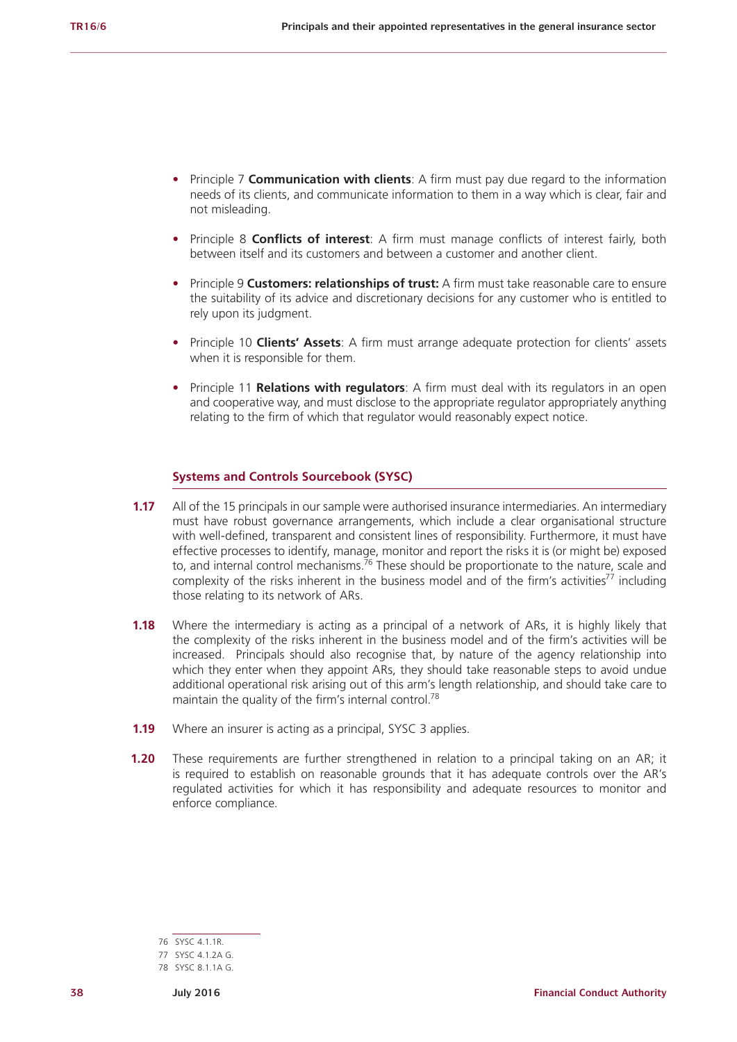- Principle 7 **Communication with clients**: A firm must pay due regard to the information needs of its clients, and communicate information to them in a way which is clear, fair and not misleading.

- Principle 8 **Conflicts of interest**: A firm must manage conflicts of interest fairly, both between itself and its customers and between a customer and another client.

- Principle 9 **Customers: relationships of trust:** A firm must take reasonable care to ensure the suitability of its advice and discretionary decisions for any customer who is entitled to rely upon its judgment.

- Principle 10 **Clients' Assets**: A firm must arrange adequate protection for clients' assets when it is responsible for them.

- Principle 11 **Relations with regulators**: A firm must deal with its regulators in an open and cooperative way, and must disclose to the appropriate regulator appropriately anything relating to the firm of which that regulator would reasonably expect notice.

### Systems and Controls Sourcebook (SYSC)

**1.17** All of the 15 principals in our sample were authorised insurance intermediaries. An intermediary must have robust governance arrangements, which include a clear organisational structure with well-defined, transparent and consistent lines of responsibility. Furthermore, it must have effective processes to identify, manage, monitor and report the risks it is (or might be) exposed to, and internal control mechanisms.[76] These should be proportionate to the nature, scale and complexity of the risks inherent in the business model and of the firm's activities[77] including those relating to its network of ARs.

**1.18** Where the intermediary is acting as a principal of a network of ARs, it is highly likely that the complexity of the risks inherent in the business model and of the firm's activities will be increased. Principals should also recognise that, by nature of the agency relationship into which they enter when they appoint ARs, they should take reasonable steps to avoid undue additional operational risk arising out of this arm's length relationship, and should take care to maintain the quality of the firm's internal control.[78]

**1.19** Where an insurer is acting as a principal, SYSC 3 applies.

**1.20** These requirements are further strengthened in relation to a principal taking on an AR; it is required to establish on reasonable grounds that it has adequate controls over the AR's regulated activities for which it has responsibility and adequate resources to monitor and enforce compliance.

---

76 SYSC 4.1.1R.

77 SYSC 4.1.2A G.

78 SYSC 8.1.1A G.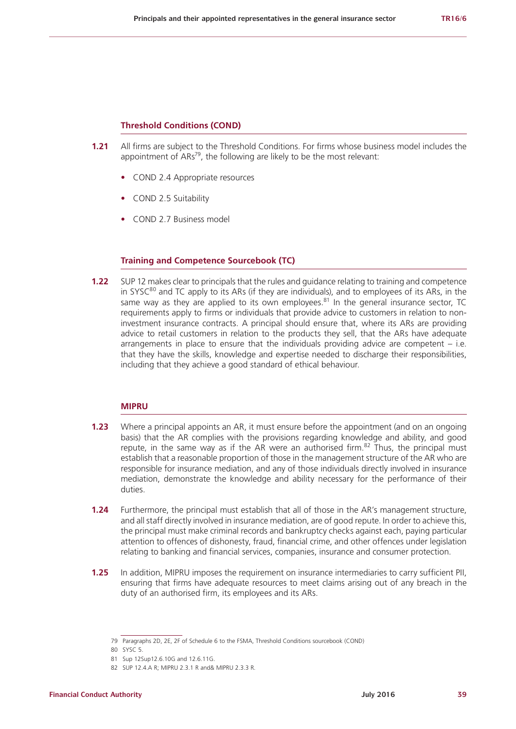### Threshold Conditions (COND)

**1.21** All firms are subject to the Threshold Conditions. For firms whose business model includes the appointment of ARs[79], the following are likely to be the most relevant:

- COND 2.4 Appropriate resources
- COND 2.5 Suitability
- COND 2.7 Business model

### Training and Competence Sourcebook (TC)

**1.22** SUP 12 makes clear to principals that the rules and guidance relating to training and competence in SYSC[80] and TC apply to its ARs (if they are individuals), and to employees of its ARs, in the same way as they are applied to its own employees.[81] In the general insurance sector, TC requirements apply to firms or individuals that provide advice to customers in relation to non-investment insurance contracts. A principal should ensure that, where its ARs are providing advice to retail customers in relation to the products they sell, that the ARs have adequate arrangements in place to ensure that the individuals providing advice are competent – i.e. that they have the skills, knowledge and expertise needed to discharge their responsibilities, including that they achieve a good standard of ethical behaviour.

### MIPRU

**1.23** Where a principal appoints an AR, it must ensure before the appointment (and on an ongoing basis) that the AR complies with the provisions regarding knowledge and ability, and good repute, in the same way as if the AR were an authorised firm.[82] Thus, the principal must establish that a reasonable proportion of those in the management structure of the AR who are responsible for insurance mediation, and any of those individuals directly involved in insurance mediation, demonstrate the knowledge and ability necessary for the performance of their duties.

**1.24** Furthermore, the principal must establish that all of those in the AR's management structure, and all staff directly involved in insurance mediation, are of good repute. In order to achieve this, the principal must make criminal records and bankruptcy checks against each, paying particular attention to offences of dishonesty, fraud, financial crime, and other offences under legislation relating to banking and financial services, companies, insurance and consumer protection.

**1.25** In addition, MIPRU imposes the requirement on insurance intermediaries to carry sufficient PII, ensuring that firms have adequate resources to meet claims arising out of any breach in the duty of an authorised firm, its employees and its ARs.

---

79 Paragraphs 2D, 2E, 2F of Schedule 6 to the FSMA, Threshold Conditions sourcebook (COND)

80 SYSC 5.

81 Sup 12Sup12.6.10G and 12.6.11G.

82 SUP 12.4.A R; MIPRU 2.3.1 R and& MIPRU 2.3.3 R.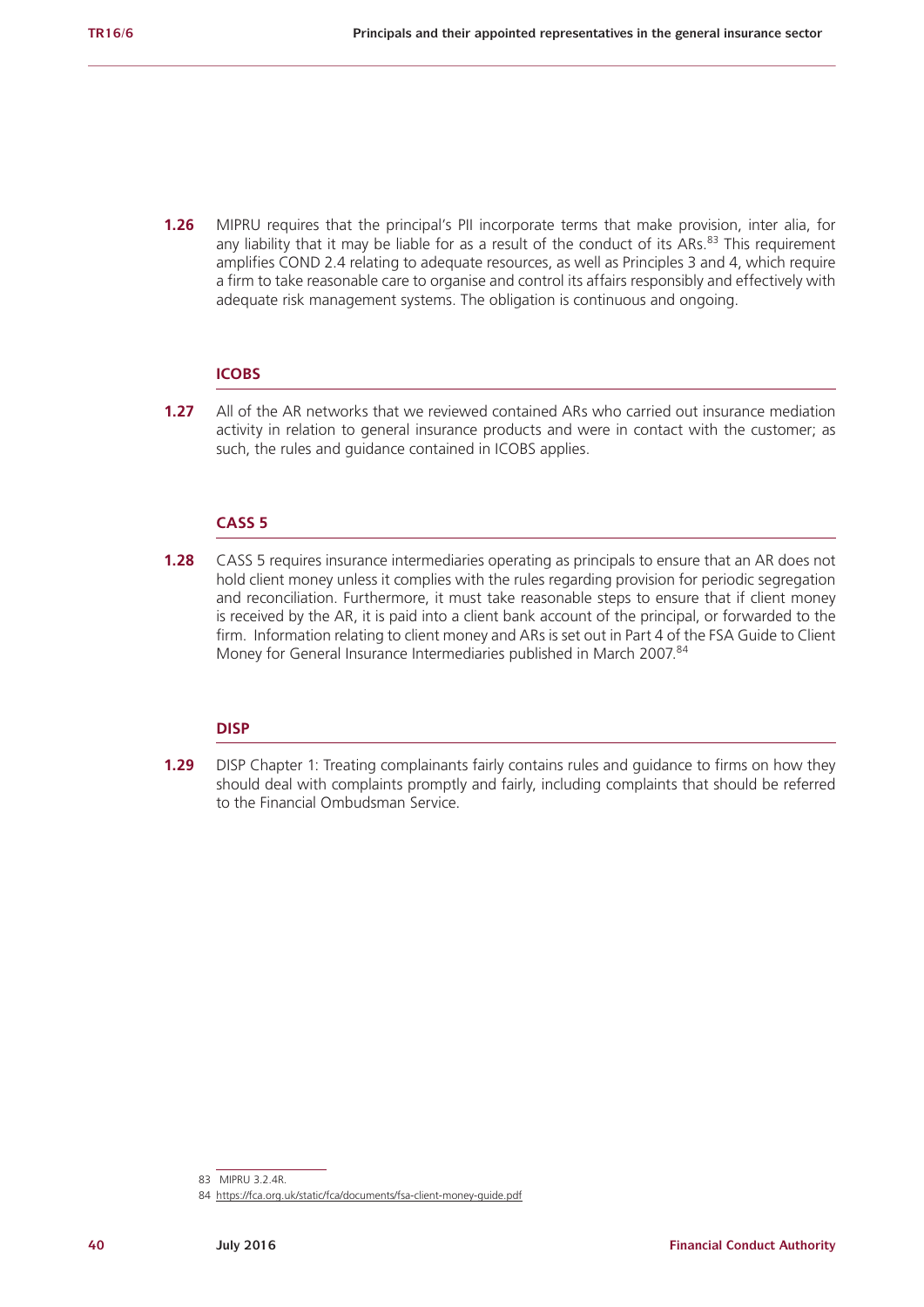**1.26** MIPRU requires that the principal's PII incorporate terms that make provision, inter alia, for any liability that it may be liable for as a result of the conduct of its ARs.[83] This requirement amplifies COND 2.4 relating to adequate resources, as well as Principles 3 and 4, which require a firm to take reasonable care to organise and control its affairs responsibly and effectively with adequate risk management systems. The obligation is continuous and ongoing.

### ICOBS

**1.27** All of the AR networks that we reviewed contained ARs who carried out insurance mediation activity in relation to general insurance products and were in contact with the customer; as such, the rules and guidance contained in ICOBS applies.

### CASS 5

**1.28** CASS 5 requires insurance intermediaries operating as principals to ensure that an AR does not hold client money unless it complies with the rules regarding provision for periodic segregation and reconciliation. Furthermore, it must take reasonable steps to ensure that if client money is received by the AR, it is paid into a client bank account of the principal, or forwarded to the firm. Information relating to client money and ARs is set out in Part 4 of the FSA Guide to Client Money for General Insurance Intermediaries published in March 2007.[84]

### DISP

**1.29** DISP Chapter 1: Treating complainants fairly contains rules and guidance to firms on how they should deal with complaints promptly and fairly, including complaints that should be referred to the Financial Ombudsman Service.

---

83 MIPRU 3.2.4R.

84 https://fca.org.uk/static/fca/documents/fsa-client-money-guide.pdf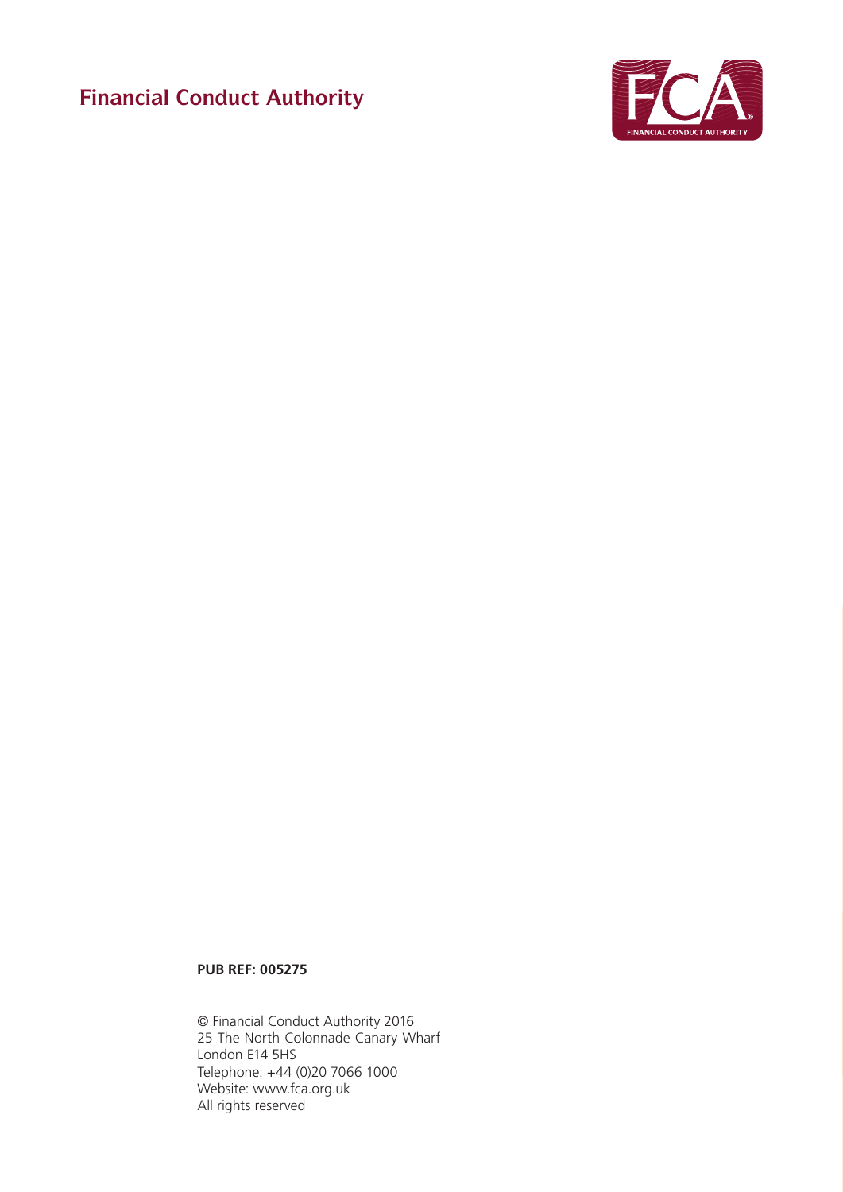**Financial Conduct Authority**

**PUB REF: 005275**

© Financial Conduct Authority 2016
25 The North Colonnade Canary Wharf
London E14 5HS
Telephone: +44 (0)20 7066 1000
Website: www.fca.org.uk
All rights reserved